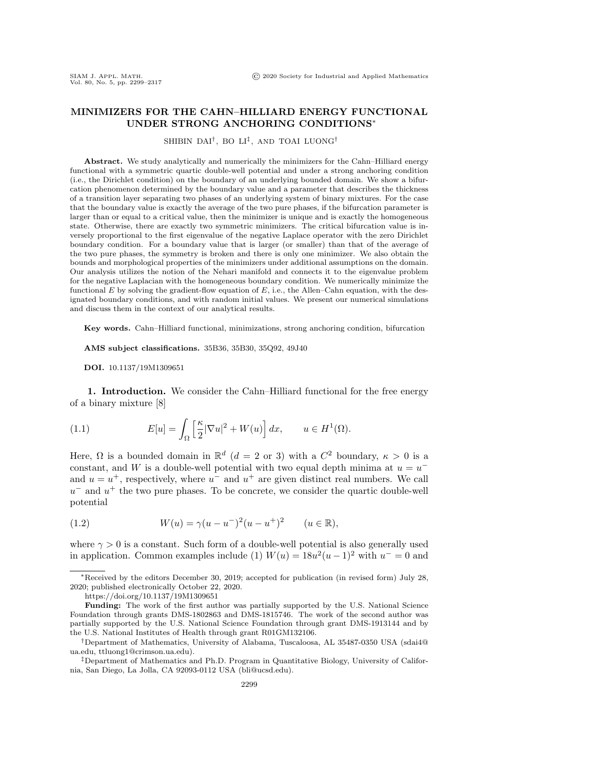# MINIMIZERS FOR THE CAHN–HILLIARD ENERGY FUNCTIONAL UNDER STRONG ANCHORING CONDITIONS*

SHIBIN DAI†, BO LI‡, AND TOAI LUONG†

**Abstract.** We study analytically and numerically the minimizers for the Cahn–Hilliard energy functional with a symmetric quartic double-well potential and under a strong anchoring condition (i.e., the Dirichlet condition) on the boundary of an underlying bounded domain. We show a bifurcation phenomenon determined by the boundary value and a parameter that describes the thickness of a transition layer separating two phases of an underlying system of binary mixtures. For the case that the boundary value is exactly the average of the two pure phases, if the bifurcation parameter is larger than or equal to a critical value, then the minimizer is unique and is exactly the homogeneous state. Otherwise, there are exactly two symmetric minimizers. The critical bifurcation value is inversely proportional to the first eigenvalue of the negative Laplace operator with the zero Dirichlet boundary condition. For a boundary value that is larger (or smaller) than that of the average of the two pure phases, the symmetry is broken and there is only one minimizer. We also obtain the bounds and morphological properties of the minimizers under additional assumptions on the domain. Our analysis utilizes the notion of the Nehari manifold and connects it to the eigenvalue problem for the negative Laplacian with the homogeneous boundary condition. We numerically minimize the functional $E$ by solving the gradient-flow equation of $E$, i.e., the Allen–Cahn equation, with the designated boundary conditions, and with random initial values. We present our numerical simulations and discuss them in the context of our analytical results.

**Key words.** Cahn–Hilliard functional, minimizations, strong anchoring condition, bifurcation

**AMS subject classifications.** 35B36, 35B30, 35Q92, 49J40

**DOI.** 10.1137/19M1309651

## 1. Introduction.

We consider the Cahn–Hilliard functional for the free energy of a binary mixture [8]

$$E[u] = \int_\Omega \left[ \frac{\kappa}{2} |\nabla u|^2 + W(u) \right] dx, \qquad u \in H^1(\Omega). \tag{1.1}$$

Here, $\Omega$ is a bounded domain in $\mathbb{R}^d$ ($d = 2$ or $3$) with a $C^2$ boundary, $\kappa > 0$ is a constant, and $W$ is a double-well potential with two equal depth minima at $u = u^-$ and $u = u^+$, respectively, where $u^-$ and $u^+$ are given distinct real numbers. We call $u^-$ and $u^+$ the two pure phases. To be concrete, we consider the quartic double-well potential

$$W(u) = \gamma (u - u^-)^2 (u - u^+)^2 \qquad (u \in \mathbb{R}), \tag{1.2}$$

where $\gamma > 0$ is a constant. Such form of a double-well potential is also generally used in application. Common examples include (1) $W(u) = 18u^2(u-1)^2$ with $u^- = 0$ and

---

*Received by the editors December 30, 2019; accepted for publication (in revised form) July 28, 2020; published electronically October 22, 2020.

https://doi.org/10.1137/19M1309651

**Funding:** The work of the first author was partially supported by the U.S. National Science Foundation through grants DMS-1802863 and DMS-1815746. The work of the second author was partially supported by the U.S. National Science Foundation through grant DMS-1913144 and by the U.S. National Institutes of Health through grant R01GM132106.

†Department of Mathematics, University of Alabama, Tuscaloosa, AL 35487-0350 USA (sdai4@ua.edu, ttluong1@crimson.ua.edu).

‡Department of Mathematics and Ph.D. Program in Quantitative Biology, University of California, San Diego, La Jolla, CA 92093-0112 USA (bli@ucsd.edu).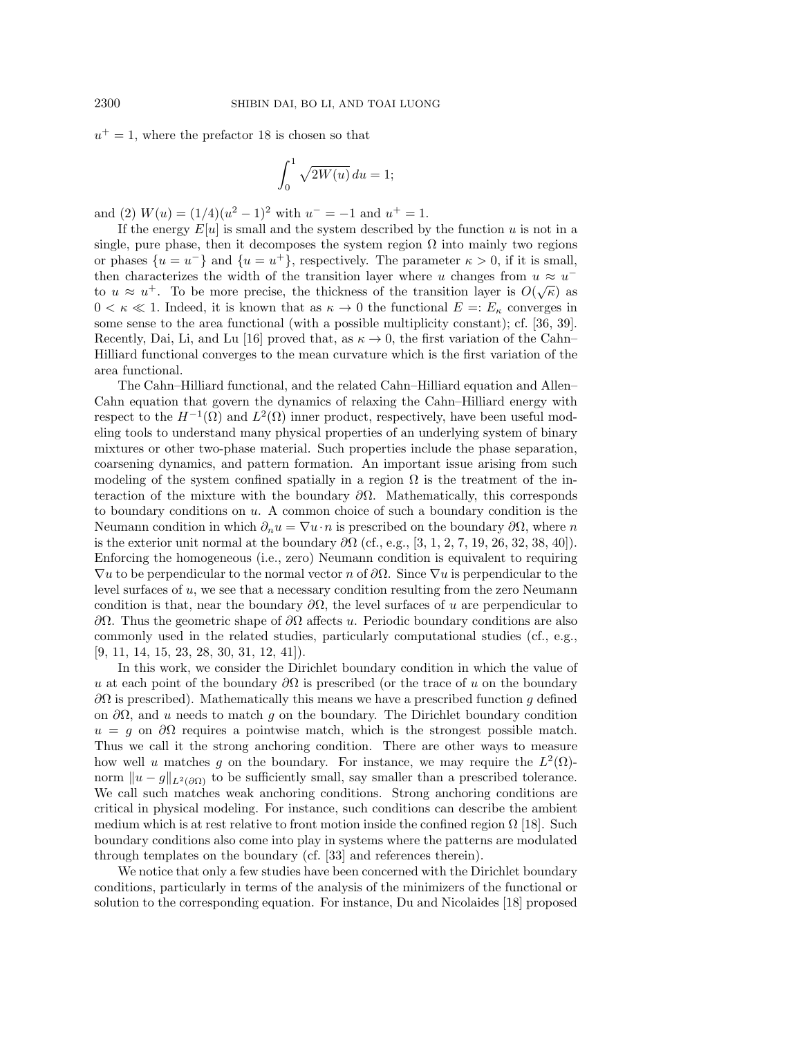$u^+ = 1$, where the prefactor 18 is chosen so that

$$\int_0^1 \sqrt{2W(u)}\, du = 1;$$

and (2) $W(u) = (1/4)(u^2 - 1)^2$ with $u^- = -1$ and $u^+ = 1$.

If the energy $E[u]$ is small and the system described by the function $u$ is not in a single, pure phase, then it decomposes the system region $\Omega$ into mainly two regions or phases $\{u = u^-\}$ and $\{u = u^+\}$, respectively. The parameter $\kappa > 0$, if it is small, then characterizes the width of the transition layer where $u$ changes from $u \approx u^-$ to $u \approx u^+$. To be more precise, the thickness of the transition layer is $O(\sqrt{\kappa})$ as $0 < \kappa \ll 1$. Indeed, it is known that as $\kappa \to 0$ the functional $E =: E_\kappa$ converges in some sense to the area functional (with a possible multiplicity constant); cf. [36, 39]. Recently, Dai, Li, and Lu [16] proved that, as $\kappa \to 0$, the first variation of the Cahn–Hilliard functional converges to the mean curvature which is the first variation of the area functional.

The Cahn–Hilliard functional, and the related Cahn–Hilliard equation and Allen–Cahn equation that govern the dynamics of relaxing the Cahn–Hilliard energy with respect to the $H^{-1}(\Omega)$ and $L^2(\Omega)$ inner product, respectively, have been useful modeling tools to understand many physical properties of an underlying system of binary mixtures or other two-phase material. Such properties include the phase separation, coarsening dynamics, and pattern formation. An important issue arising from such modeling of the system confined spatially in a region $\Omega$ is the treatment of the interaction of the mixture with the boundary $\partial\Omega$. Mathematically, this corresponds to boundary conditions on $u$. A common choice of such a boundary condition is the Neumann condition in which $\partial_n u = \nabla u \cdot n$ is prescribed on the boundary $\partial\Omega$, where $n$ is the exterior unit normal at the boundary $\partial\Omega$ (cf., e.g., [3, 1, 2, 7, 19, 26, 32, 38, 40]). Enforcing the homogeneous (i.e., zero) Neumann condition is equivalent to requiring $\nabla u$ to be perpendicular to the normal vector $n$ of $\partial\Omega$. Since $\nabla u$ is perpendicular to the level surfaces of $u$, we see that a necessary condition resulting from the zero Neumann condition is that, near the boundary $\partial\Omega$, the level surfaces of $u$ are perpendicular to $\partial\Omega$. Thus the geometric shape of $\partial\Omega$ affects $u$. Periodic boundary conditions are also commonly used in the related studies, particularly computational studies (cf., e.g., [9, 11, 14, 15, 23, 28, 30, 31, 12, 41]).

In this work, we consider the Dirichlet boundary condition in which the value of $u$ at each point of the boundary $\partial\Omega$ is prescribed (or the trace of $u$ on the boundary $\partial\Omega$ is prescribed). Mathematically this means we have a prescribed function $g$ defined on $\partial\Omega$, and $u$ needs to match $g$ on the boundary. The Dirichlet boundary condition $u = g$ on $\partial\Omega$ requires a pointwise match, which is the strongest possible match. Thus we call it the strong anchoring condition. There are other ways to measure how well $u$ matches $g$ on the boundary. For instance, we may require the $L^2(\Omega)$-norm $\|u - g\|_{L^2(\partial\Omega)}$ to be sufficiently small, say smaller than a prescribed tolerance. We call such matches weak anchoring conditions. Strong anchoring conditions are critical in physical modeling. For instance, such conditions can describe the ambient medium which is at rest relative to front motion inside the confined region $\Omega$ [18]. Such boundary conditions also come into play in systems where the patterns are modulated through templates on the boundary (cf. [33] and references therein).

We notice that only a few studies have been concerned with the Dirichlet boundary conditions, particularly in terms of the analysis of the minimizers of the functional or solution to the corresponding equation. For instance, Du and Nicolaides [18] proposed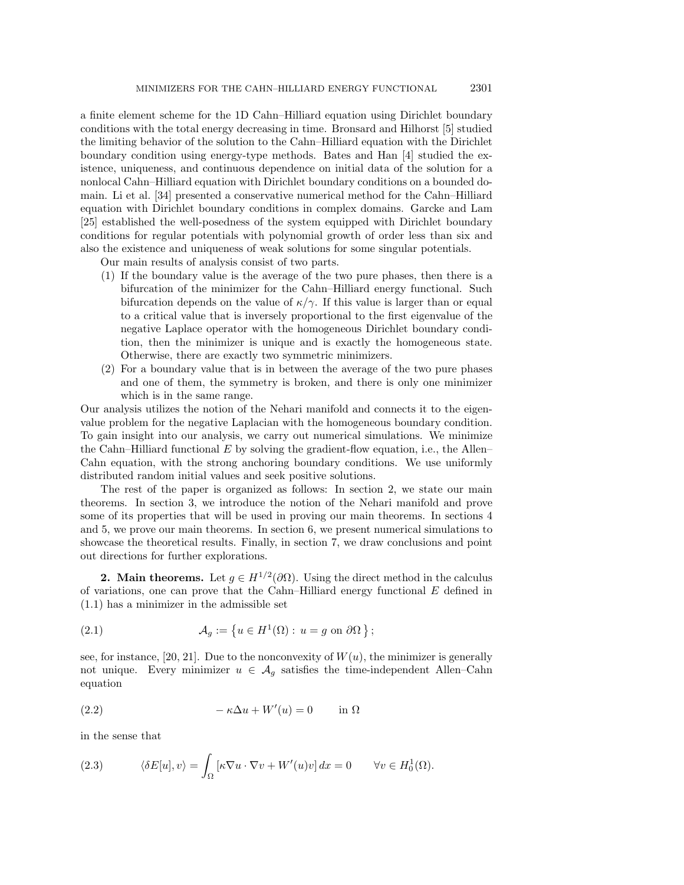a finite element scheme for the 1D Cahn–Hilliard equation using Dirichlet boundary conditions with the total energy decreasing in time. Bronsard and Hilhorst [5] studied the limiting behavior of the solution to the Cahn–Hilliard equation with the Dirichlet boundary condition using energy-type methods. Bates and Han [4] studied the existence, uniqueness, and continuous dependence on initial data of the solution for a nonlocal Cahn–Hilliard equation with Dirichlet boundary conditions on a bounded domain. Li et al. [34] presented a conservative numerical method for the Cahn–Hilliard equation with Dirichlet boundary conditions in complex domains. Garcke and Lam [25] established the well-posedness of the system equipped with Dirichlet boundary conditions for regular potentials with polynomial growth of order less than six and also the existence and uniqueness of weak solutions for some singular potentials.

Our main results of analysis consist of two parts.

1. If the boundary value is the average of the two pure phases, then there is a bifurcation of the minimizer for the Cahn–Hilliard energy functional. Such bifurcation depends on the value of $\kappa/\gamma$. If this value is larger than or equal to a critical value that is inversely proportional to the first eigenvalue of the negative Laplace operator with the homogeneous Dirichlet boundary condition, then the minimizer is unique and is exactly the homogeneous state. Otherwise, there are exactly two symmetric minimizers.
2. For a boundary value that is in between the average of the two pure phases and one of them, the symmetry is broken, and there is only one minimizer which is in the same range.

Our analysis utilizes the notion of the Nehari manifold and connects it to the eigenvalue problem for the negative Laplacian with the homogeneous boundary condition. To gain insight into our analysis, we carry out numerical simulations. We minimize the Cahn–Hilliard functional $E$ by solving the gradient-flow equation, i.e., the Allen–Cahn equation, with the strong anchoring boundary conditions. We use uniformly distributed random initial values and seek positive solutions.

The rest of the paper is organized as follows: In section 2, we state our main theorems. In section 3, we introduce the notion of the Nehari manifold and prove some of its properties that will be used in proving our main theorems. In sections 4 and 5, we prove our main theorems. In section 6, we present numerical simulations to showcase the theoretical results. Finally, in section 7, we draw conclusions and point out directions for further explorations.

## 2. Main theorems.

Let $g \in H^{1/2}(\partial\Omega)$. Using the direct method in the calculus of variations, one can prove that the Cahn–Hilliard energy functional $E$ defined in (1.1) has a minimizer in the admissible set

$$\mathcal{A}_g := \left\{ u \in H^1(\Omega) : \, u = g \text{ on } \partial\Omega \right\}; \tag{2.1}$$

see, for instance, [20, 21]. Due to the nonconvexity of $W(u)$, the minimizer is generally not unique. Every minimizer $u \in \mathcal{A}_g$ satisfies the time-independent Allen–Cahn equation

$$-\kappa\Delta u + W'(u) = 0 \qquad \text{in } \Omega \tag{2.2}$$

in the sense that

$$\langle \delta E[u], v \rangle = \int_\Omega \left[ \kappa \nabla u \cdot \nabla v + W'(u) v \right] dx = 0 \qquad \forall v \in H_0^1(\Omega). \tag{2.3}$$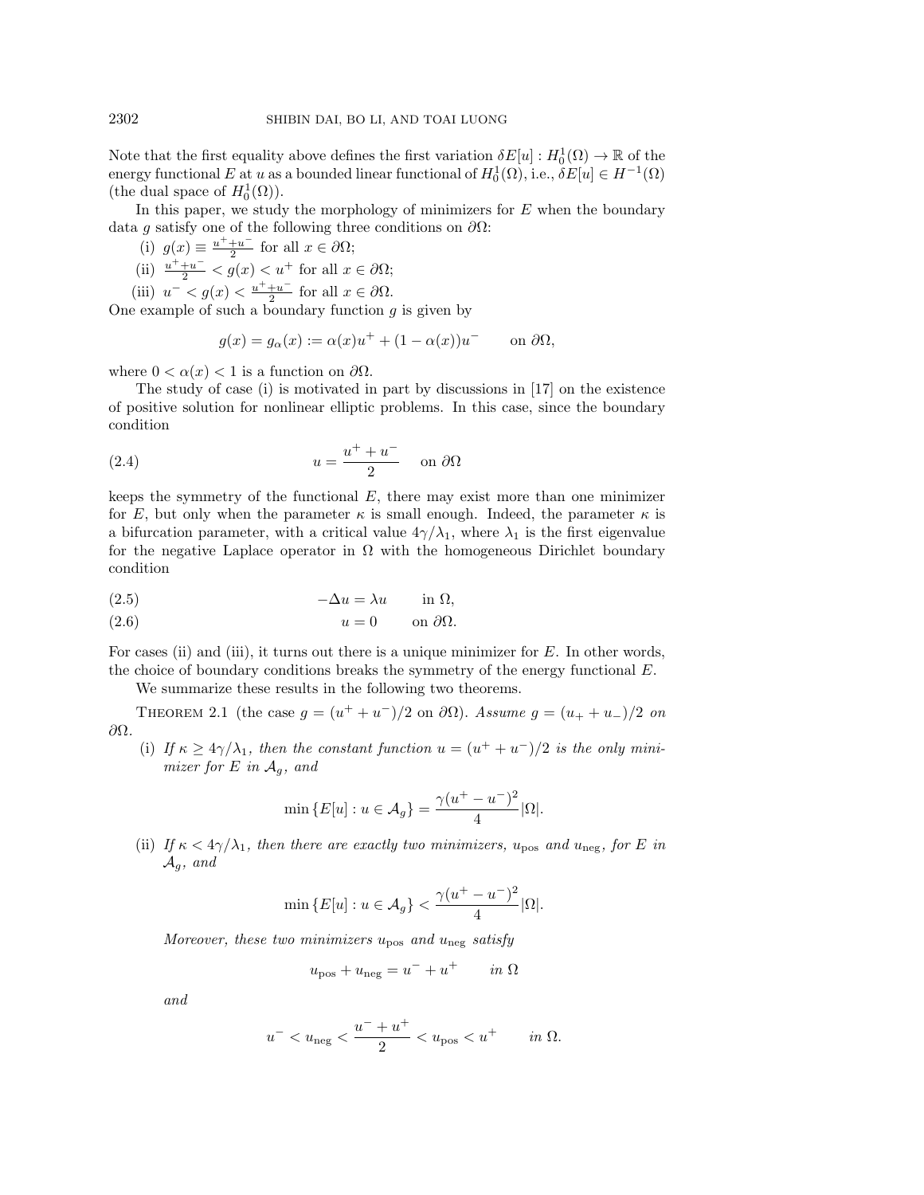Note that the first equality above defines the first variation $\delta E[u] : H_0^1(\Omega) \to \mathbb{R}$ of the energy functional $E$ at $u$ as a bounded linear functional of $H_0^1(\Omega)$, i.e., $\delta E[u] \in H^{-1}(\Omega)$ (the dual space of $H_0^1(\Omega)$).

In this paper, we study the morphology of minimizers for $E$ when the boundary data $g$ satisfy one of the following three conditions on $\partial\Omega$:

(i) $g(x) \equiv \frac{u^+ + u^-}{2}$ for all $x \in \partial\Omega$;

(ii) $\frac{u^+ + u^-}{2} < g(x) < u^+$ for all $x \in \partial\Omega$;

(iii) $u^- < g(x) < \frac{u^+ + u^-}{2}$ for all $x \in \partial\Omega$.

One example of such a boundary function $g$ is given by

$$g(x) = g_\alpha(x) := \alpha(x)u^+ + (1 - \alpha(x))u^- \qquad \text{on } \partial\Omega,$$

where $0 < \alpha(x) < 1$ is a function on $\partial\Omega$.

The study of case (i) is motivated in part by discussions in [17] on the existence of positive solution for nonlinear elliptic problems. In this case, since the boundary condition

$$u = \frac{u^+ + u^-}{2} \quad \text{on } \partial\Omega \tag{2.4}$$

keeps the symmetry of the functional $E$, there may exist more than one minimizer for $E$, but only when the parameter $\kappa$ is small enough. Indeed, the parameter $\kappa$ is a bifurcation parameter, with a critical value $4\gamma/\lambda_1$, where $\lambda_1$ is the first eigenvalue for the negative Laplace operator in $\Omega$ with the homogeneous Dirichlet boundary condition

$$-\Delta u = \lambda u \qquad \text{in } \Omega, \tag{2.5}$$

$$u = 0 \qquad \text{on } \partial\Omega. \tag{2.6}$$

For cases (ii) and (iii), it turns out there is a unique minimizer for $E$. In other words, the choice of boundary conditions breaks the symmetry of the energy functional $E$.

We summarize these results in the following two theorems.

Theorem 2.1 (the case $g = (u^+ + u^-)/2$ on $\partial\Omega$). *Assume $g = (u_+ + u_-)/2$ on $\partial\Omega$.*

(i) *If $\kappa \geq 4\gamma/\lambda_1$, then the constant function $u = (u^+ + u^-)/2$ is the only minimizer for $E$ in $\mathcal{A}_g$, and*

$$\min\{E[u] : u \in \mathcal{A}_g\} = \frac{\gamma(u^+ - u^-)^2}{4}|\Omega|.$$

(ii) *If $\kappa < 4\gamma/\lambda_1$, then there are exactly two minimizers, $u_{\rm pos}$ and $u_{\rm neg}$, for $E$ in $\mathcal{A}_g$, and*

$$\min\{E[u] : u \in \mathcal{A}_g\} < \frac{\gamma(u^+ - u^-)^2}{4}|\Omega|.$$

*Moreover, these two minimizers $u_{\rm pos}$ and $u_{\rm neg}$ satisfy*

$$u_{\rm pos} + u_{\rm neg} = u^- + u^+ \qquad in\ \Omega$$

*and*

$$u^- < u_{\rm neg} < \frac{u^- + u^+}{2} < u_{\rm pos} < u^+ \qquad in\ \Omega.$$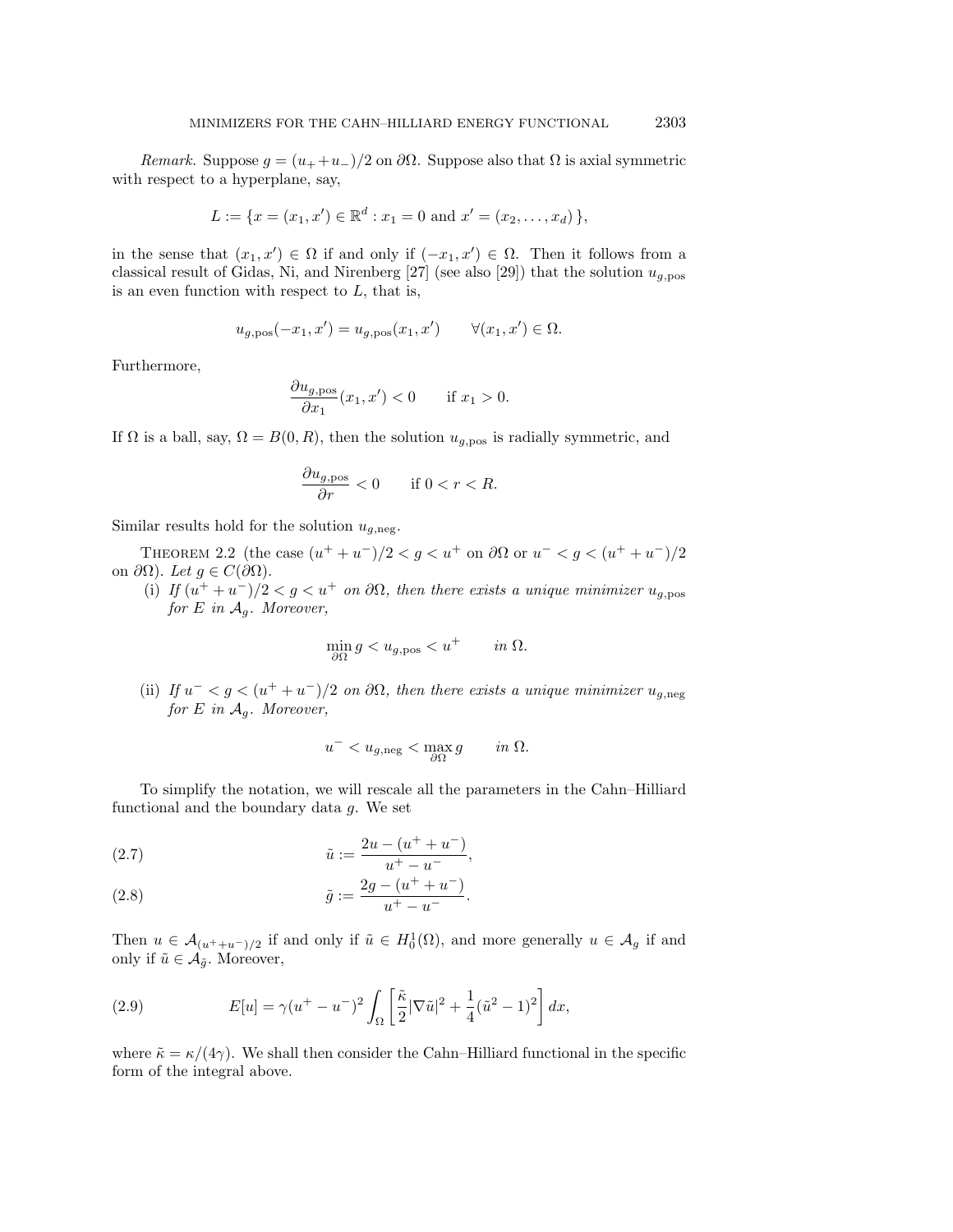*Remark.* Suppose $g = (u_+ + u_-)/2$ on $\partial\Omega$. Suppose also that $\Omega$ is axial symmetric with respect to a hyperplane, say,

$$L := \{x = (x_1, x') \in \mathbb{R}^d : x_1 = 0 \text{ and } x' = (x_2, \dots, x_d)\},$$

in the sense that $(x_1, x') \in \Omega$ if and only if $(-x_1, x') \in \Omega$. Then it follows from a classical result of Gidas, Ni, and Nirenberg [27] (see also [29]) that the solution $u_{g,\text{pos}}$ is an even function with respect to $L$, that is,

$$u_{g,\text{pos}}(-x_1, x') = u_{g,\text{pos}}(x_1, x') \qquad \forall (x_1, x') \in \Omega.$$

Furthermore,

$$\frac{\partial u_{g,\text{pos}}}{\partial x_1}(x_1, x') < 0 \qquad \text{if } x_1 > 0.$$

If $\Omega$ is a ball, say, $\Omega = B(0, R)$, then the solution $u_{g,\text{pos}}$ is radially symmetric, and

$$\frac{\partial u_{g,\text{pos}}}{\partial r} < 0 \qquad \text{if } 0 < r < R.$$

Similar results hold for the solution $u_{g,\text{neg}}$.

Theorem 2.2 (the case $(u^+ + u^-)/2 < g < u^+$ on $\partial\Omega$ or $u^- < g < (u^+ + u^-)/2$ on $\partial\Omega$). *Let $g \in C(\partial\Omega)$.*

(i) *If $(u^+ + u^-)/2 < g < u^+$ on $\partial\Omega$, then there exists a unique minimizer $u_{g,\text{pos}}$ for $E$ in $\mathcal{A}_g$. Moreover,*

$$\min_{\partial\Omega} g < u_{g,\text{pos}} < u^+ \qquad \text{in } \Omega.$$

(ii) *If $u^- < g < (u^+ + u^-)/2$ on $\partial\Omega$, then there exists a unique minimizer $u_{g,\text{neg}}$ for $E$ in $\mathcal{A}_g$. Moreover,*

$$u^- < u_{g,\text{neg}} < \max_{\partial\Omega} g \qquad \text{in } \Omega.$$

To simplify the notation, we will rescale all the parameters in the Cahn–Hilliard functional and the boundary data $g$. We set

$$\tilde{u} := \frac{2u - (u^+ + u^-)}{u^+ - u^-}, \tag{2.7}$$

$$\tilde{g} := \frac{2g - (u^+ + u^-)}{u^+ - u^-}. \tag{2.8}$$

Then $u \in \mathcal{A}_{(u^+ + u^-)/2}$ if and only if $\tilde{u} \in H_0^1(\Omega)$, and more generally $u \in \mathcal{A}_g$ if and only if $\tilde{u} \in \mathcal{A}_{\tilde{g}}$. Moreover,

$$E[u] = \gamma(u^+ - u^-)^2 \int_\Omega \left[ \frac{\tilde{\kappa}}{2} |\nabla \tilde{u}|^2 + \frac{1}{4}(\tilde{u}^2 - 1)^2 \right] dx, \tag{2.9}$$

where $\tilde{\kappa} = \kappa/(4\gamma)$. We shall then consider the Cahn–Hilliard functional in the specific form of the integral above.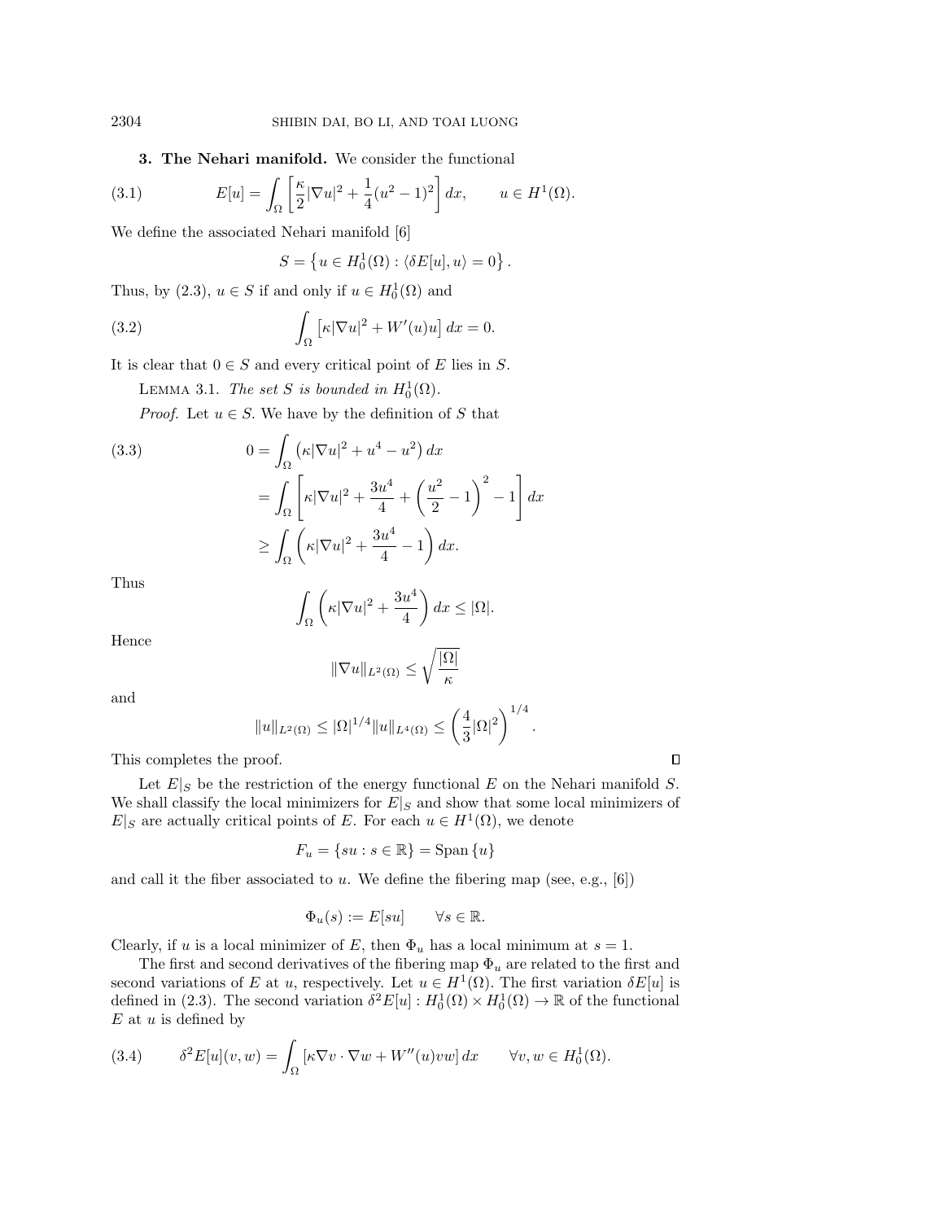**3. The Nehari manifold.** We consider the functional

$$E[u] = \int_\Omega \left[ \frac{\kappa}{2} |\nabla u|^2 + \frac{1}{4}(u^2 - 1)^2 \right] dx, \qquad u \in H^1(\Omega). \tag{3.1}$$

We define the associated Nehari manifold [6]

$$S = \left\{ u \in H_0^1(\Omega) : \langle \delta E[u], u \rangle = 0 \right\}.$$

Thus, by (2.3), $u \in S$ if and only if $u \in H_0^1(\Omega)$ and

$$\int_\Omega \left[ \kappa |\nabla u|^2 + W'(u) u \right] dx = 0. \tag{3.2}$$

It is clear that $0 \in S$ and every critical point of $E$ lies in $S$.

Lemma 3.1. *The set $S$ is bounded in $H_0^1(\Omega)$.*

*Proof.* Let $u \in S$. We have by the definition of $S$ that

$$\begin{aligned} 0 &= \int_\Omega \left( \kappa |\nabla u|^2 + u^4 - u^2 \right) dx \\ &= \int_\Omega \left[ \kappa |\nabla u|^2 + \frac{3u^4}{4} + \left( \frac{u^2}{2} - 1 \right)^2 - 1 \right] dx \\ &\geq \int_\Omega \left( \kappa |\nabla u|^2 + \frac{3u^4}{4} - 1 \right) dx. \end{aligned} \tag{3.3}$$

Thus

$$\int_\Omega \left( \kappa |\nabla u|^2 + \frac{3u^4}{4} \right) dx \leq |\Omega|.$$

Hence

$$\|\nabla u\|_{L^2(\Omega)} \leq \sqrt{\frac{|\Omega|}{\kappa}}$$

and

$$\|u\|_{L^2(\Omega)} \leq |\Omega|^{1/4} \|u\|_{L^4(\Omega)} \leq \left( \frac{4}{3} |\Omega|^2 \right)^{1/4}.$$

This completes the proof. ∎

Let $E|_S$ be the restriction of the energy functional $E$ on the Nehari manifold $S$. We shall classify the local minimizers for $E|_S$ and show that some local minimizers of $E|_S$ are actually critical points of $E$. For each $u \in H^1(\Omega)$, we denote

$$F_u = \{ su : s \in \mathbb{R} \} = \text{Span}\,\{u\}$$

and call it the fiber associated to $u$. We define the fibering map (see, e.g., [6])

$$\Phi_u(s) := E[su] \qquad \forall s \in \mathbb{R}.$$

Clearly, if $u$ is a local minimizer of $E$, then $\Phi_u$ has a local minimum at $s = 1$.

The first and second derivatives of the fibering map $\Phi_u$ are related to the first and second variations of $E$ at $u$, respectively. Let $u \in H^1(\Omega)$. The first variation $\delta E[u]$ is defined in (2.3). The second variation $\delta^2 E[u] : H_0^1(\Omega) \times H_0^1(\Omega) \to \mathbb{R}$ of the functional $E$ at $u$ is defined by

$$\delta^2 E[u](v, w) = \int_\Omega \left[ \kappa \nabla v \cdot \nabla w + W''(u) v w \right] dx \qquad \forall v, w \in H_0^1(\Omega). \tag{3.4}$$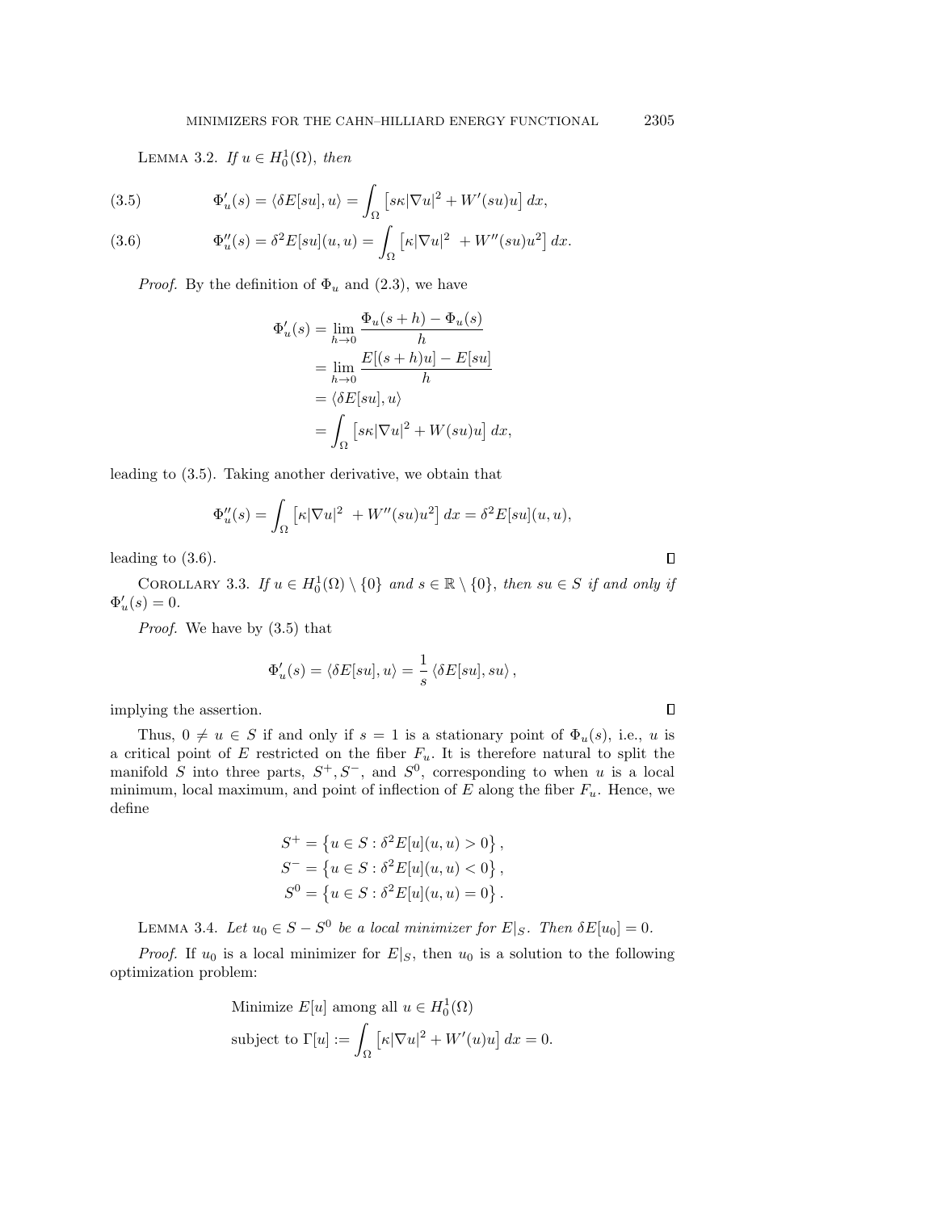LEMMA 3.2. *If $u \in H_0^1(\Omega)$, then*

$$\Phi_u'(s) = \langle \delta E[su], u \rangle = \int_\Omega \left[ s\kappa |\nabla u|^2 + W'(su)u \right] dx, \tag{3.5}$$

$$\Phi_u''(s) = \delta^2 E[su](u,u) = \int_\Omega \left[ \kappa |\nabla u|^2 \ + W''(su)u^2 \right] dx. \tag{3.6}$$

*Proof.* By the definition of $\Phi_u$ and (2.3), we have

$$\begin{aligned}
\Phi_u'(s) &= \lim_{h \to 0} \frac{\Phi_u(s+h) - \Phi_u(s)}{h} \\
&= \lim_{h \to 0} \frac{E[(s+h)u] - E[su]}{h} \\
&= \langle \delta E[su], u \rangle \\
&= \int_\Omega \left[ s\kappa |\nabla u|^2 + W(su)u \right] dx,
\end{aligned}$$

leading to (3.5). Taking another derivative, we obtain that

$$\Phi_u''(s) = \int_\Omega \left[ \kappa |\nabla u|^2 \ + W''(su)u^2 \right] dx = \delta^2 E[su](u,u),$$

leading to (3.6). $\square$

COROLLARY 3.3. *If $u \in H_0^1(\Omega) \setminus \{0\}$ and $s \in \mathbb{R} \setminus \{0\}$, then $su \in S$ if and only if $\Phi_u'(s) = 0$.*

*Proof.* We have by (3.5) that

$$\Phi_u'(s) = \langle \delta E[su], u \rangle = \frac{1}{s} \langle \delta E[su], su \rangle,$$

implying the assertion. $\square$

Thus, $0 \neq u \in S$ if and only if $s = 1$ is a stationary point of $\Phi_u(s)$, i.e., $u$ is a critical point of $E$ restricted on the fiber $F_u$. It is therefore natural to split the manifold $S$ into three parts, $S^+, S^-$, and $S^0$, corresponding to when $u$ is a local minimum, local maximum, and point of inflection of $E$ along the fiber $F_u$. Hence, we define

$$\begin{aligned}
S^+ &= \left\{ u \in S : \delta^2 E[u](u,u) > 0 \right\}, \\
S^- &= \left\{ u \in S : \delta^2 E[u](u,u) < 0 \right\}, \\
S^0 &= \left\{ u \in S : \delta^2 E[u](u,u) = 0 \right\}.
\end{aligned}$$

LEMMA 3.4. *Let $u_0 \in S - S^0$ be a local minimizer for $E|_S$. Then $\delta E[u_0] = 0$.*

*Proof.* If $u_0$ is a local minimizer for $E|_S$, then $u_0$ is a solution to the following optimization problem:

$$\begin{aligned}
&\text{Minimize } E[u] \text{ among all } u \in H_0^1(\Omega) \\
&\text{subject to } \Gamma[u] := \int_\Omega \left[ \kappa |\nabla u|^2 + W'(u)u \right] dx = 0.
\end{aligned}$$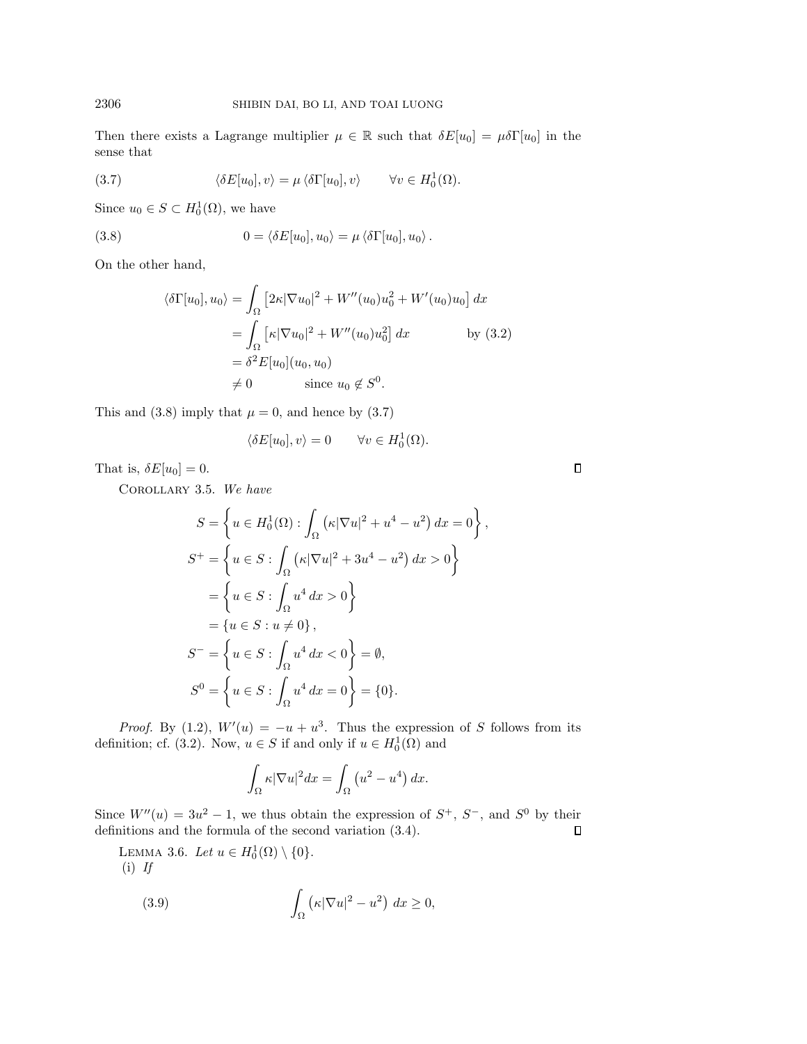Then there exists a Lagrange multiplier $\mu \in \mathbb{R}$ such that $\delta E[u_0] = \mu \delta \Gamma[u_0]$ in the sense that

$$\langle \delta E[u_0], v \rangle = \mu \langle \delta \Gamma[u_0], v \rangle \qquad \forall v \in H_0^1(\Omega). \tag{3.7}$$

Since $u_0 \in S \subset H_0^1(\Omega)$, we have

$$0 = \langle \delta E[u_0], u_0 \rangle = \mu \langle \delta \Gamma[u_0], u_0 \rangle . \tag{3.8}$$

On the other hand,

$$\begin{aligned}
\langle \delta \Gamma[u_0], u_0 \rangle &= \int_\Omega \left[ 2\kappa |\nabla u_0|^2 + W''(u_0) u_0^2 + W'(u_0) u_0 \right] dx \\
&= \int_\Omega \left[ \kappa |\nabla u_0|^2 + W''(u_0) u_0^2 \right] dx \qquad\qquad \text{by (3.2)} \\
&= \delta^2 E[u_0](u_0, u_0) \\
&\neq 0 \qquad\qquad \text{since } u_0 \notin S^0.
\end{aligned}$$

This and (3.8) imply that $\mu = 0$, and hence by (3.7)

$$\langle \delta E[u_0], v \rangle = 0 \qquad \forall v \in H_0^1(\Omega).$$

That is, $\delta E[u_0] = 0$. $\square$

Corollary 3.5. *We have*

$$\begin{aligned}
S &= \left\{ u \in H_0^1(\Omega) : \int_\Omega \left( \kappa |\nabla u|^2 + u^4 - u^2 \right) dx = 0 \right\}, \\
S^+ &= \left\{ u \in S : \int_\Omega \left( \kappa |\nabla u|^2 + 3u^4 - u^2 \right) dx > 0 \right\} \\
&= \left\{ u \in S : \int_\Omega u^4 \, dx > 0 \right\} \\
&= \left\{ u \in S : u \neq 0 \right\}, \\
S^- &= \left\{ u \in S : \int_\Omega u^4 \, dx < 0 \right\} = \emptyset, \\
S^0 &= \left\{ u \in S : \int_\Omega u^4 \, dx = 0 \right\} = \{0\}.
\end{aligned}$$

*Proof.* By (1.2), $W'(u) = -u + u^3$. Thus the expression of $S$ follows from its definition; cf. (3.2). Now, $u \in S$ if and only if $u \in H_0^1(\Omega)$ and

$$\int_\Omega \kappa |\nabla u|^2 dx = \int_\Omega \left( u^2 - u^4 \right) dx.$$

Since $W''(u) = 3u^2 - 1$, we thus obtain the expression of $S^+$, $S^-$, and $S^0$ by their definitions and the formula of the second variation (3.4). $\square$

Lemma 3.6. *Let $u \in H_0^1(\Omega) \setminus \{0\}$.*

(i) *If*

$$\int_\Omega \left( \kappa |\nabla u|^2 - u^2 \right) dx \geq 0, \tag{3.9}$$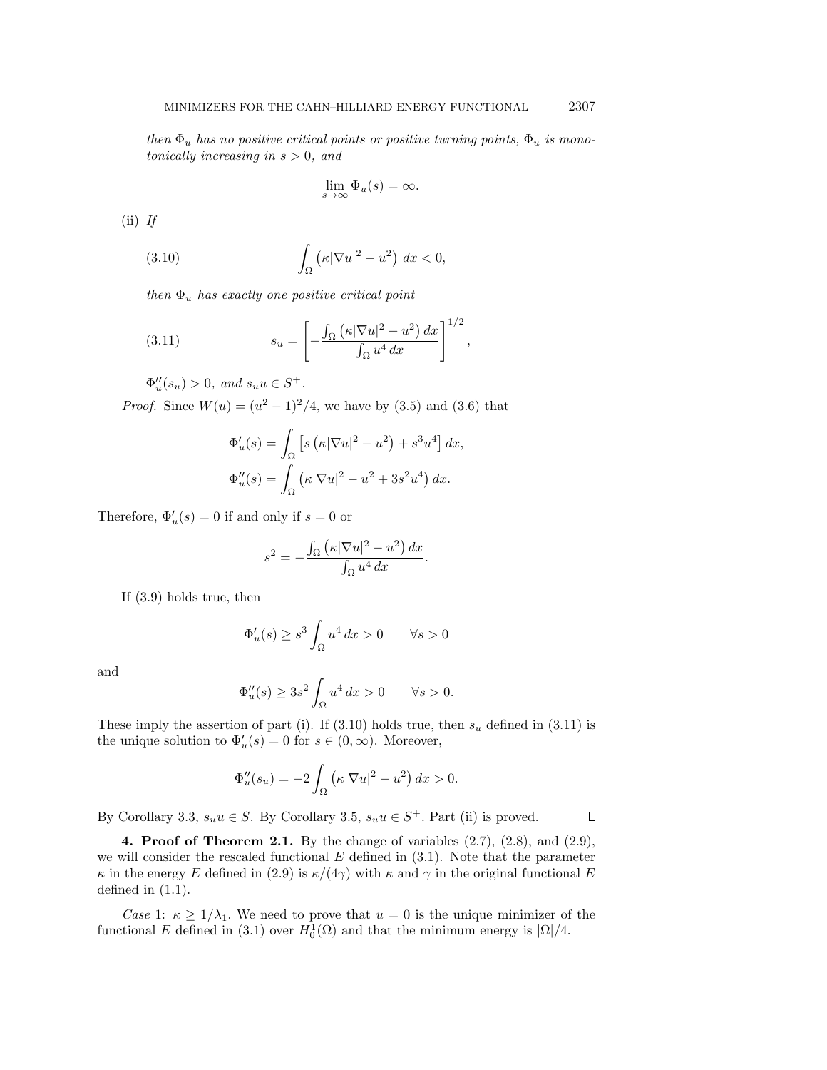*then $\Phi_u$ has no positive critical points or positive turning points, $\Phi_u$ is monotonically increasing in $s > 0$, and*

$$\lim_{s\to\infty} \Phi_u(s) = \infty.$$

(ii) *If*

$$\int_\Omega \left(\kappa|\nabla u|^2 - u^2\right)\, dx < 0, \tag{3.10}$$

*then $\Phi_u$ has exactly one positive critical point*

$$s_u = \left[ -\frac{\int_\Omega \left(\kappa|\nabla u|^2 - u^2\right) dx}{\int_\Omega u^4\, dx} \right]^{1/2}, \tag{3.11}$$

*$\Phi_u''(s_u) > 0$, and $s_u u \in S^+$.*

*Proof.* Since $W(u) = (u^2-1)^2/4$, we have by (3.5) and (3.6) that

$$\Phi_u'(s) = \int_\Omega \left[ s\left(\kappa|\nabla u|^2 - u^2\right) + s^3 u^4 \right] dx,$$
$$\Phi_u''(s) = \int_\Omega \left(\kappa|\nabla u|^2 - u^2 + 3s^2u^4\right) dx.$$

Therefore, $\Phi_u'(s) = 0$ if and only if $s = 0$ or

$$s^2 = -\frac{\int_\Omega \left(\kappa|\nabla u|^2 - u^2\right) dx}{\int_\Omega u^4\, dx}.$$

If (3.9) holds true, then

$$\Phi_u'(s) \geq s^3 \int_\Omega u^4\, dx > 0 \qquad \forall s > 0$$

and

$$\Phi_u''(s) \geq 3s^2 \int_\Omega u^4\, dx > 0 \qquad \forall s > 0.$$

These imply the assertion of part (i). If (3.10) holds true, then $s_u$ defined in (3.11) is the unique solution to $\Phi_u'(s) = 0$ for $s \in (0, \infty)$. Moreover,

$$\Phi_u''(s_u) = -2\int_\Omega \left(\kappa|\nabla u|^2 - u^2\right) dx > 0.$$

By Corollary 3.3, $s_u u \in S$. By Corollary 3.5, $s_u u \in S^+$. Part (ii) is proved. ∎

**4. Proof of Theorem 2.1.** By the change of variables (2.7), (2.8), and (2.9), we will consider the rescaled functional $E$ defined in (3.1). Note that the parameter $\kappa$ in the energy $E$ defined in (2.9) is $\kappa/(4\gamma)$ with $\kappa$ and $\gamma$ in the original functional $E$ defined in (1.1).

*Case* 1: $\kappa \geq 1/\lambda_1$. We need to prove that $u = 0$ is the unique minimizer of the functional $E$ defined in (3.1) over $H_0^1(\Omega)$ and that the minimum energy is $|\Omega|/4$.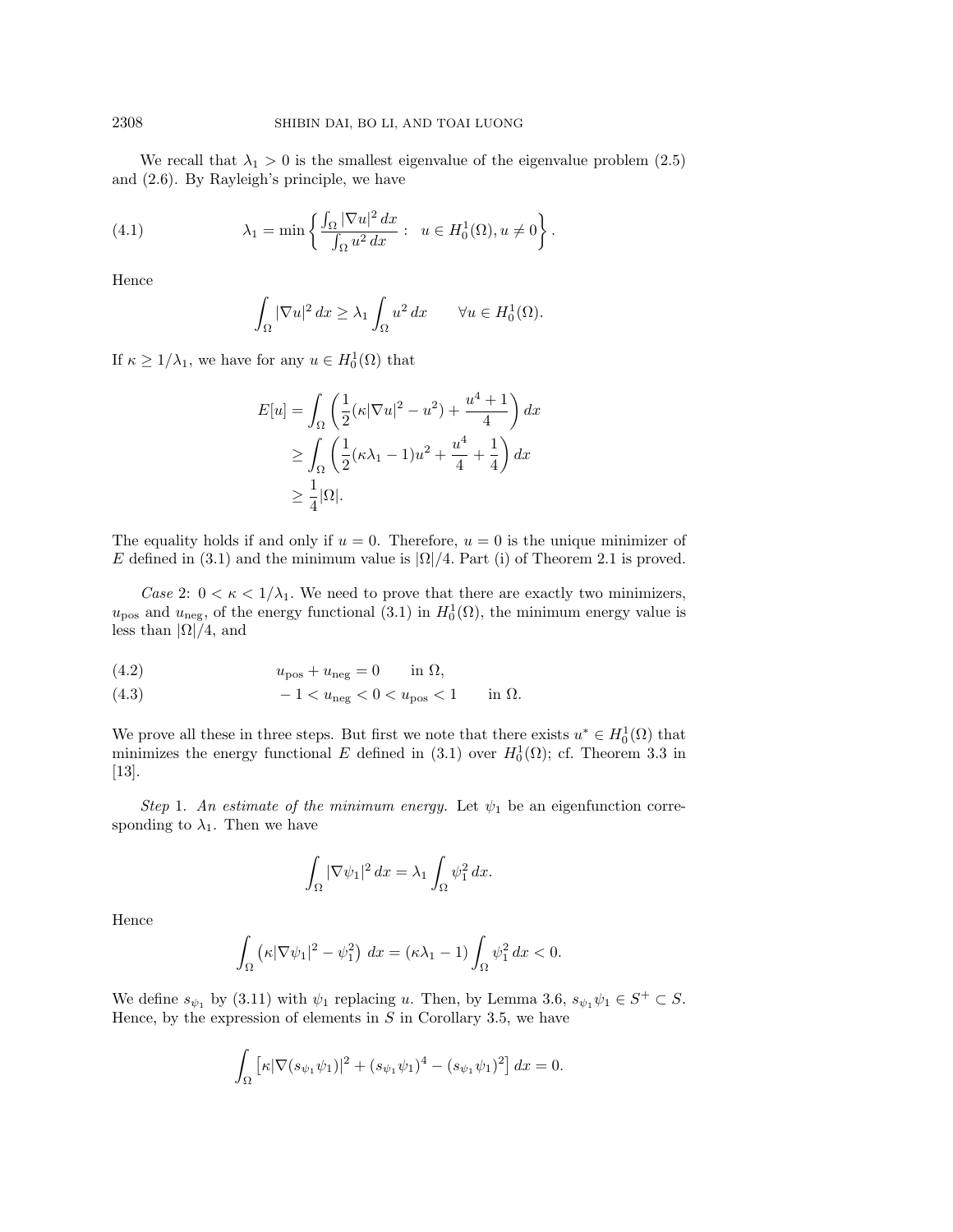We recall that $\lambda_1 > 0$ is the smallest eigenvalue of the eigenvalue problem (2.5) and (2.6). By Rayleigh's principle, we have

$$\lambda_1 = \min \left\{ \frac{\int_\Omega |\nabla u|^2 \, dx}{\int_\Omega u^2 \, dx} : \quad u \in H_0^1(\Omega), u \neq 0 \right\}. \tag{4.1}$$

Hence

$$\int_\Omega |\nabla u|^2 \, dx \geq \lambda_1 \int_\Omega u^2 \, dx \qquad \forall u \in H_0^1(\Omega).$$

If $\kappa \geq 1/\lambda_1$, we have for any $u \in H_0^1(\Omega)$ that

$$\begin{aligned}
E[u] &= \int_\Omega \left( \frac{1}{2}(\kappa |\nabla u|^2 - u^2) + \frac{u^4 + 1}{4} \right) dx \\
&\geq \int_\Omega \left( \frac{1}{2}(\kappa \lambda_1 - 1) u^2 + \frac{u^4}{4} + \frac{1}{4} \right) dx \\
&\geq \frac{1}{4} |\Omega|.
\end{aligned}$$

The equality holds if and only if $u = 0$. Therefore, $u = 0$ is the unique minimizer of $E$ defined in (3.1) and the minimum value is $|\Omega|/4$. Part (i) of Theorem 2.1 is proved.

*Case* 2: $0 < \kappa < 1/\lambda_1$. We need to prove that there are exactly two minimizers, $u_{\text{pos}}$ and $u_{\text{neg}}$, of the energy functional (3.1) in $H_0^1(\Omega)$, the minimum energy value is less than $|\Omega|/4$, and

$$u_{\text{pos}} + u_{\text{neg}} = 0 \qquad \text{in } \Omega, \tag{4.2}$$

$$-1 < u_{\text{neg}} < 0 < u_{\text{pos}} < 1 \qquad \text{in } \Omega. \tag{4.3}$$

We prove all these in three steps. But first we note that there exists $u^* \in H_0^1(\Omega)$ that minimizes the energy functional $E$ defined in (3.1) over $H_0^1(\Omega)$; cf. Theorem 3.3 in [13].

*Step* 1. *An estimate of the minimum energy.* Let $\psi_1$ be an eigenfunction corresponding to $\lambda_1$. Then we have

$$\int_\Omega |\nabla \psi_1|^2 \, dx = \lambda_1 \int_\Omega \psi_1^2 \, dx.$$

Hence

$$\int_\Omega \left( \kappa |\nabla \psi_1|^2 - \psi_1^2 \right) dx = (\kappa \lambda_1 - 1) \int_\Omega \psi_1^2 \, dx < 0.$$

We define $s_{\psi_1}$ by (3.11) with $\psi_1$ replacing $u$. Then, by Lemma 3.6, $s_{\psi_1} \psi_1 \in S^+ \subset S$. Hence, by the expression of elements in $S$ in Corollary 3.5, we have

$$\int_\Omega \left[ \kappa |\nabla (s_{\psi_1} \psi_1)|^2 + (s_{\psi_1} \psi_1)^4 - (s_{\psi_1} \psi_1)^2 \right] dx = 0.$$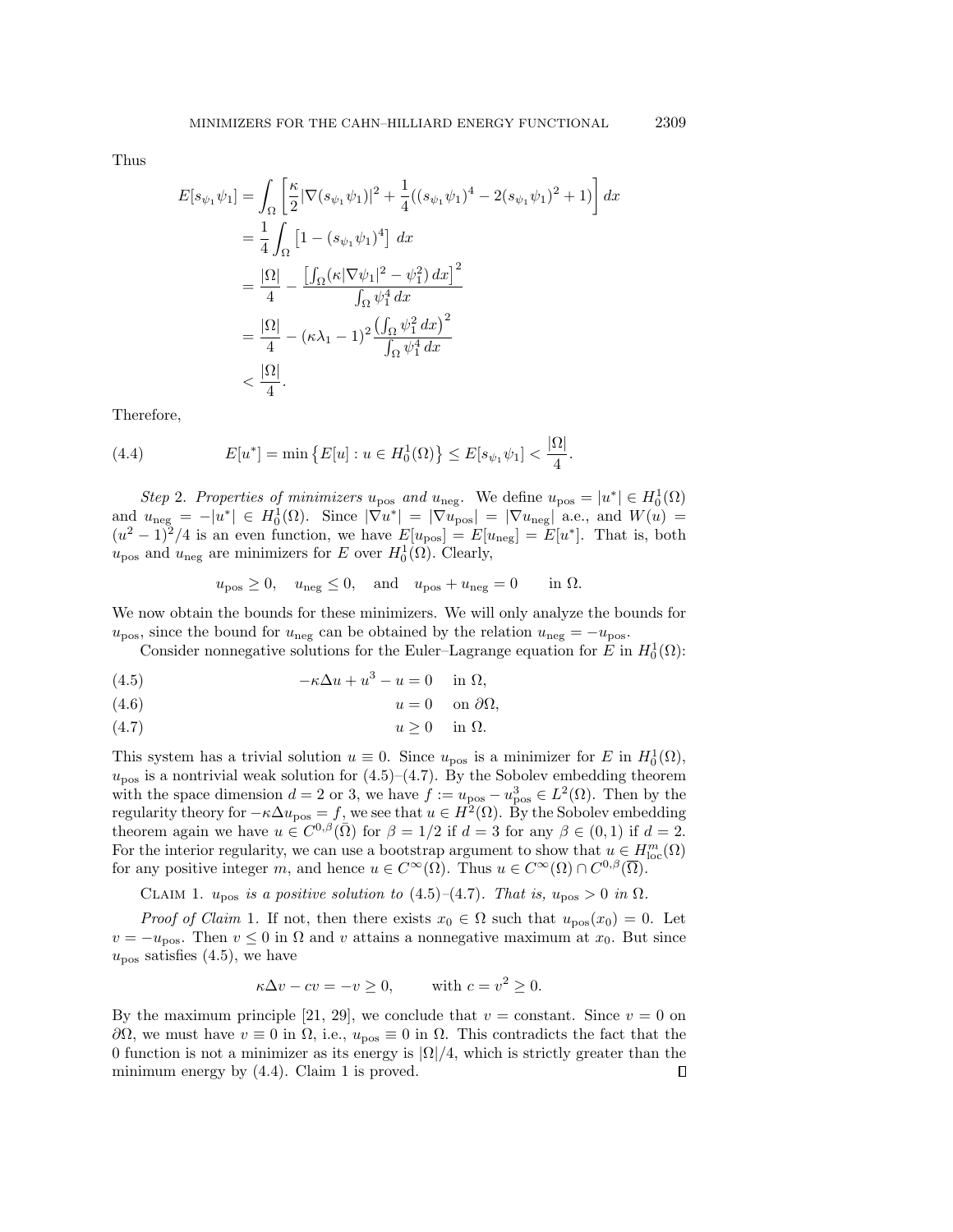Thus

$$
\begin{aligned}
E[s_{\psi_1}\psi_1] &= \int_\Omega \left[\frac{\kappa}{2}|\nabla(s_{\psi_1}\psi_1)|^2 + \frac{1}{4}((s_{\psi_1}\psi_1)^4 - 2(s_{\psi_1}\psi_1)^2 + 1)\right] dx \\
&= \frac{1}{4}\int_\Omega \left[1 - (s_{\psi_1}\psi_1)^4\right] \, dx \\
&= \frac{|\Omega|}{4} - \frac{\left[\int_\Omega (\kappa|\nabla\psi_1|^2 - \psi_1^2)\, dx\right]^2}{\int_\Omega \psi_1^4 \, dx} \\
&= \frac{|\Omega|}{4} - (\kappa\lambda_1 - 1)^2 \frac{\left(\int_\Omega \psi_1^2 \, dx\right)^2}{\int_\Omega \psi_1^4 \, dx} \\
&< \frac{|\Omega|}{4}.
\end{aligned}
$$

Therefore,

$$
E[u^*] = \min\left\{E[u] : u \in H_0^1(\Omega)\right\} \le E[s_{\psi_1}\psi_1] < \frac{|\Omega|}{4}. \tag{4.4}
$$

*Step* 2. *Properties of minimizers $u_{\rm pos}$ and $u_{\rm neg}$.* We define $u_{\rm pos} = |u^*| \in H_0^1(\Omega)$ and $u_{\rm neg} = -|u^*| \in H_0^1(\Omega)$. Since $|\nabla u^*| = |\nabla u_{\rm pos}| = |\nabla u_{\rm neg}|$ a.e., and $W(u) = (u^2-1)^2/4$ is an even function, we have $E[u_{\rm pos}] = E[u_{\rm neg}] = E[u^*]$. That is, both $u_{\rm pos}$ and $u_{\rm neg}$ are minimizers for $E$ over $H_0^1(\Omega)$. Clearly,

$$
u_{\rm pos} \ge 0, \quad u_{\rm neg} \le 0, \quad \text{and} \quad u_{\rm pos} + u_{\rm neg} = 0 \qquad \text{in } \Omega.
$$

We now obtain the bounds for these minimizers. We will only analyze the bounds for $u_{\rm pos}$, since the bound for $u_{\rm neg}$ can be obtained by the relation $u_{\rm neg} = -u_{\rm pos}$.

Consider nonnegative solutions for the Euler–Lagrange equation for $E$ in $H_0^1(\Omega)$:

$$
-\kappa\Delta u + u^3 - u = 0 \quad \text{in } \Omega, \tag{4.5}
$$

$$
u = 0 \quad \text{on } \partial\Omega, \tag{4.6}
$$

$$
u \ge 0 \quad \text{in } \Omega. \tag{4.7}
$$

This system has a trivial solution $u \equiv 0$. Since $u_{\rm pos}$ is a minimizer for $E$ in $H_0^1(\Omega)$, $u_{\rm pos}$ is a nontrivial weak solution for (4.5)–(4.7). By the Sobolev embedding theorem with the space dimension $d = 2$ or 3, we have $f := u_{\rm pos} - u_{\rm pos}^3 \in L^2(\Omega)$. Then by the regularity theory for $-\kappa\Delta u_{\rm pos} = f$, we see that $u \in H^2(\Omega)$. By the Sobolev embedding theorem again we have $u \in C^{0,\beta}(\bar{\Omega})$ for $\beta = 1/2$ if $d = 3$ for any $\beta \in (0,1)$ if $d = 2$. For the interior regularity, we can use a bootstrap argument to show that $u \in H_{\rm loc}^m(\Omega)$ for any positive integer $m$, and hence $u \in C^\infty(\Omega)$. Thus $u \in C^\infty(\Omega) \cap C^{0,\beta}(\overline{\Omega})$.

CLAIM 1. *$u_{\rm pos}$ is a positive solution to (4.5)–(4.7). That is, $u_{\rm pos} > 0$ in $\Omega$.*

*Proof of Claim* 1. If not, then there exists $x_0 \in \Omega$ such that $u_{\rm pos}(x_0) = 0$. Let $v = -u_{\rm pos}$. Then $v \le 0$ in $\Omega$ and $v$ attains a nonnegative maximum at $x_0$. But since $u_{\rm pos}$ satisfies (4.5), we have

$$
\kappa\Delta v - cv = -v \ge 0, \qquad \text{with } c = v^2 \ge 0.
$$

By the maximum principle [21, 29], we conclude that $v =$ constant. Since $v = 0$ on $\partial\Omega$, we must have $v \equiv 0$ in $\Omega$, i.e., $u_{\rm pos} \equiv 0$ in $\Omega$. This contradicts the fact that the 0 function is not a minimizer as its energy is $|\Omega|/4$, which is strictly greater than the minimum energy by (4.4). Claim 1 is proved. $\square$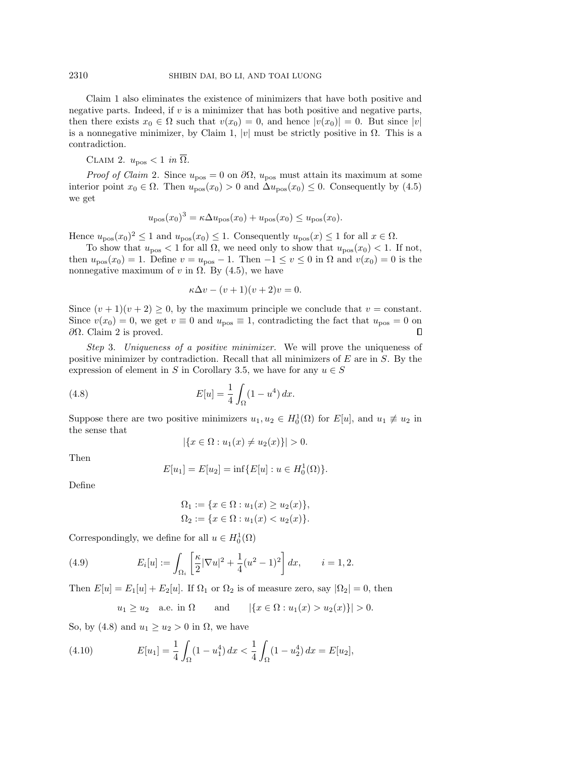Claim 1 also eliminates the existence of minimizers that have both positive and negative parts. Indeed, if $v$ is a minimizer that has both positive and negative parts, then there exists $x_0 \in \Omega$ such that $v(x_0) = 0$, and hence $|v(x_0)| = 0$. But since $|v|$ is a nonnegative minimizer, by Claim 1, $|v|$ must be strictly positive in $\Omega$. This is a contradiction.

Claim 2. *$u_{\text{pos}} < 1$ in $\overline{\Omega}$.*

*Proof of Claim* 2. Since $u_{\text{pos}} = 0$ on $\partial\Omega$, $u_{\text{pos}}$ must attain its maximum at some interior point $x_0 \in \Omega$. Then $u_{\text{pos}}(x_0) > 0$ and $\Delta u_{\text{pos}}(x_0) \le 0$. Consequently by (4.5) we get

$$u_{\text{pos}}(x_0)^3 = \kappa \Delta u_{\text{pos}}(x_0) + u_{\text{pos}}(x_0) \le u_{\text{pos}}(x_0).$$

Hence $u_{\text{pos}}(x_0)^2 \le 1$ and $u_{\text{pos}}(x_0) \le 1$. Consequently $u_{\text{pos}}(x) \le 1$ for all $x \in \Omega$.

To show that $u_{\text{pos}} < 1$ for all $\Omega$, we need only to show that $u_{\text{pos}}(x_0) < 1$. If not, then $u_{\text{pos}}(x_0) = 1$. Define $v = u_{\text{pos}} - 1$. Then $-1 \le v \le 0$ in $\Omega$ and $v(x_0) = 0$ is the nonnegative maximum of $v$ in $\Omega$. By (4.5), we have

$$\kappa \Delta v - (v+1)(v+2)v = 0.$$

Since $(v+1)(v+2) \ge 0$, by the maximum principle we conclude that $v =$ constant. Since $v(x_0) = 0$, we get $v \equiv 0$ and $u_{\text{pos}} \equiv 1$, contradicting the fact that $u_{\text{pos}} = 0$ on $\partial\Omega$. Claim 2 is proved. $\square$

*Step* 3. *Uniqueness of a positive minimizer.* We will prove the uniqueness of positive minimizer by contradiction. Recall that all minimizers of $E$ are in $S$. By the expression of element in $S$ in Corollary 3.5, we have for any $u \in S$

$$E[u] = \frac{1}{4}\int_\Omega (1 - u^4)\, dx. \tag{4.8}$$

Suppose there are two positive minimizers $u_1, u_2 \in H_0^1(\Omega)$ for $E[u]$, and $u_1 \not\equiv u_2$ in the sense that

$$|\{x \in \Omega : u_1(x) \ne u_2(x)\}| > 0.$$

Then

$$E[u_1] = E[u_2] = \inf\{E[u] : u \in H_0^1(\Omega)\}.$$

Define

$$\Omega_1 := \{x \in \Omega : u_1(x) \ge u_2(x)\},$$
$$\Omega_2 := \{x \in \Omega : u_1(x) < u_2(x)\}.$$

Correspondingly, we define for all $u \in H_0^1(\Omega)$

$$E_i[u] := \int_{\Omega_i} \left[\frac{\kappa}{2}|\nabla u|^2 + \frac{1}{4}(u^2 - 1)^2\right] dx, \qquad i = 1, 2. \tag{4.9}$$

Then $E[u] = E_1[u] + E_2[u]$. If $\Omega_1$ or $\Omega_2$ is of measure zero, say $|\Omega_2| = 0$, then

$$u_1 \ge u_2 \quad \text{a.e. in } \Omega \qquad \text{and} \qquad |\{x \in \Omega : u_1(x) > u_2(x)\}| > 0.$$

So, by (4.8) and $u_1 \ge u_2 > 0$ in $\Omega$, we have

$$E[u_1] = \frac{1}{4}\int_\Omega (1 - u_1^4)\, dx < \frac{1}{4}\int_\Omega (1 - u_2^4)\, dx = E[u_2], \tag{4.10}$$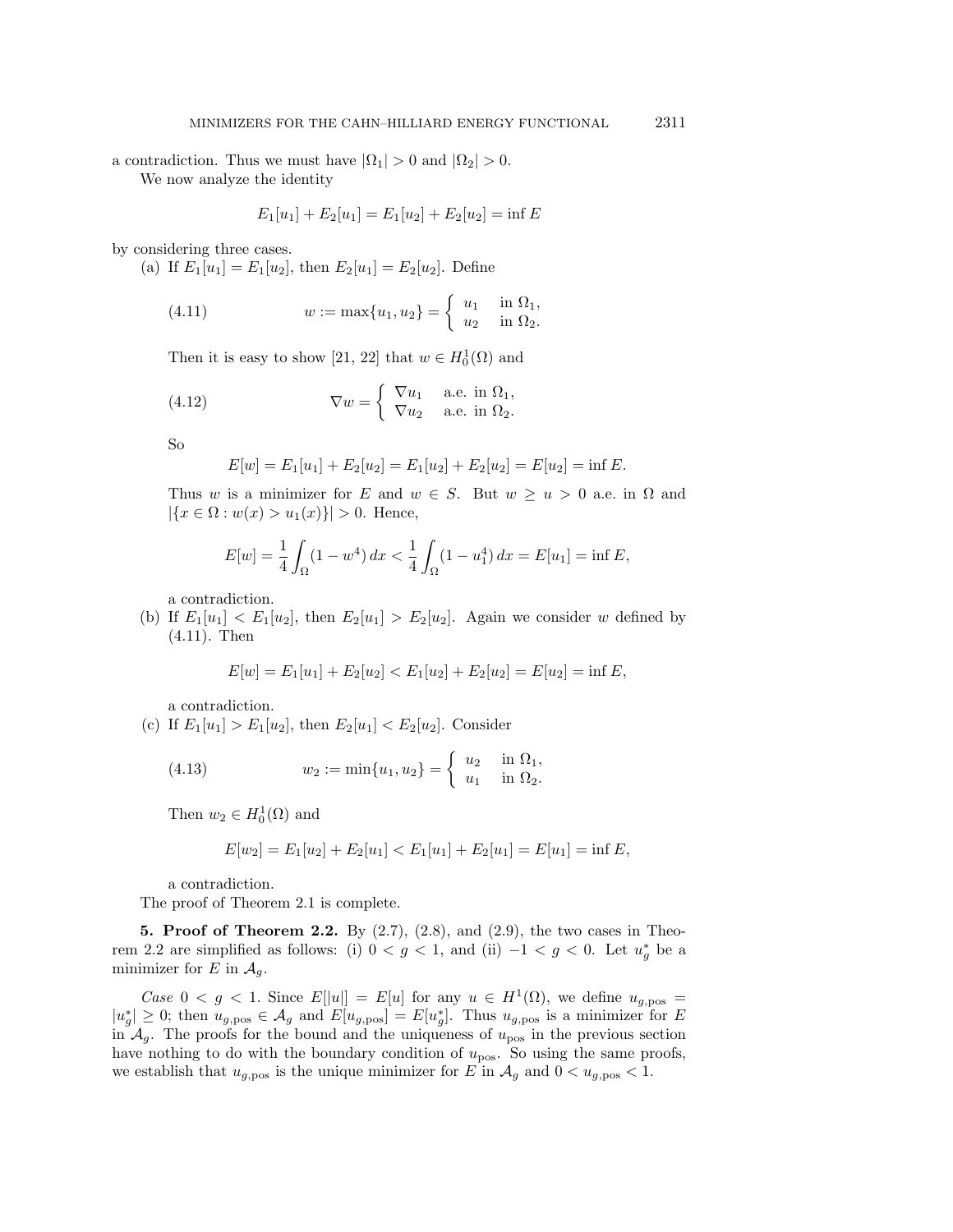a contradiction. Thus we must have $|\Omega_1| > 0$ and $|\Omega_2| > 0$.

We now analyze the identity

$$E_1[u_1] + E_2[u_1] = E_1[u_2] + E_2[u_2] = \inf E$$

by considering three cases.

(a) If $E_1[u_1] = E_1[u_2]$, then $E_2[u_1] = E_2[u_2]$. Define

$$w := \max\{u_1, u_2\} = \begin{cases} u_1 & \text{in } \Omega_1, \\ u_2 & \text{in } \Omega_2. \end{cases} \tag{4.11}$$

Then it is easy to show [21, 22] that $w \in H_0^1(\Omega)$ and

$$\nabla w = \begin{cases} \nabla u_1 & \text{a.e. in } \Omega_1, \\ \nabla u_2 & \text{a.e. in } \Omega_2. \end{cases} \tag{4.12}$$

So

$$E[w] = E_1[u_1] + E_2[u_2] = E_1[u_2] + E_2[u_2] = E[u_2] = \inf E.$$

Thus $w$ is a minimizer for $E$ and $w \in S$. But $w \geq u > 0$ a.e. in $\Omega$ and $|\{x \in \Omega : w(x) > u_1(x)\}| > 0$. Hence,

$$E[w] = \frac{1}{4}\int_\Omega (1 - w^4)\, dx < \frac{1}{4}\int_\Omega (1 - u_1^4)\, dx = E[u_1] = \inf E,$$

a contradiction.

(b) If $E_1[u_1] < E_1[u_2]$, then $E_2[u_1] > E_2[u_2]$. Again we consider $w$ defined by (4.11). Then

$$E[w] = E_1[u_1] + E_2[u_2] < E_1[u_2] + E_2[u_2] = E[u_2] = \inf E,$$

a contradiction.

(c) If $E_1[u_1] > E_1[u_2]$, then $E_2[u_1] < E_2[u_2]$. Consider

$$w_2 := \min\{u_1, u_2\} = \begin{cases} u_2 & \text{in } \Omega_1, \\ u_1 & \text{in } \Omega_2. \end{cases} \tag{4.13}$$

Then $w_2 \in H_0^1(\Omega)$ and

$$E[w_2] = E_1[u_2] + E_2[u_1] < E_1[u_1] + E_2[u_1] = E[u_1] = \inf E,$$

a contradiction.

The proof of Theorem 2.1 is complete.

**5. Proof of Theorem 2.2.** By (2.7), (2.8), and (2.9), the two cases in Theorem 2.2 are simplified as follows: (i) $0 < g < 1$, and (ii) $-1 < g < 0$. Let $u_g^*$ be a minimizer for $E$ in $\mathcal{A}_g$.

*Case* $0 < g < 1$. Since $E[|u|] = E[u]$ for any $u \in H^1(\Omega)$, we define $u_{g,\text{pos}} = |u_g^*| \geq 0$; then $u_{g,\text{pos}} \in \mathcal{A}_g$ and $E[u_{g,\text{pos}}] = E[u_g^*]$. Thus $u_{g,\text{pos}}$ is a minimizer for $E$ in $\mathcal{A}_g$. The proofs for the bound and the uniqueness of $u_{\text{pos}}$ in the previous section have nothing to do with the boundary condition of $u_{\text{pos}}$. So using the same proofs, we establish that $u_{g,\text{pos}}$ is the unique minimizer for $E$ in $\mathcal{A}_g$ and $0 < u_{g,\text{pos}} < 1$.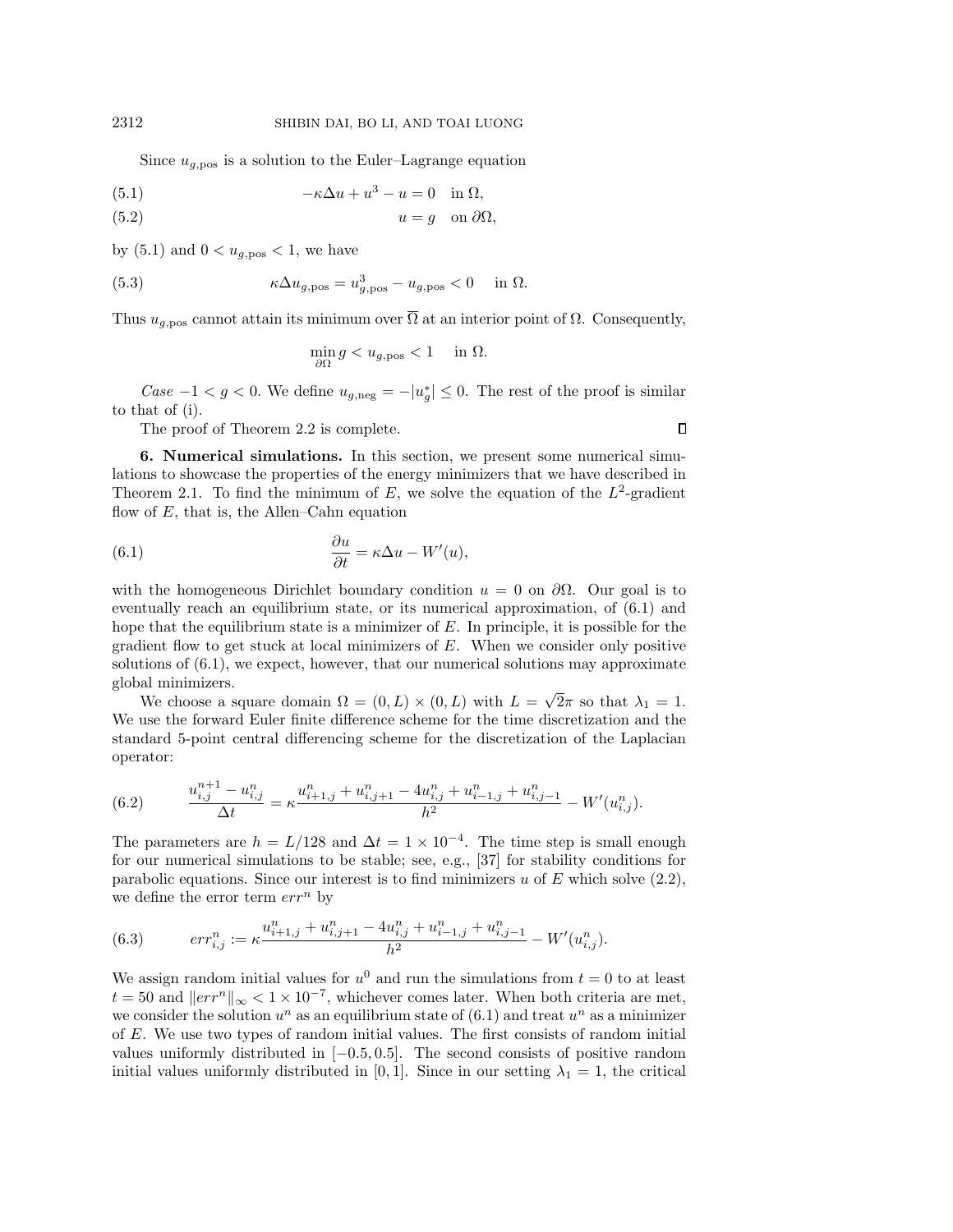Since $u_{g,\text{pos}}$ is a solution to the Euler–Lagrange equation

$$
-\kappa \Delta u + u^3 - u = 0 \quad \text{in } \Omega, \tag{5.1}
$$

$$
u = g \quad \text{on } \partial\Omega, \tag{5.2}
$$

by (5.1) and $0 < u_{g,\text{pos}} < 1$, we have

$$
\kappa \Delta u_{g,\text{pos}} = u_{g,\text{pos}}^3 - u_{g,\text{pos}} < 0 \quad \text{in } \Omega. \tag{5.3}
$$

Thus $u_{g,\text{pos}}$ cannot attain its minimum over $\overline{\Omega}$ at an interior point of $\Omega$. Consequently,

$$
\min_{\partial\Omega} g < u_{g,\text{pos}} < 1 \quad \text{in } \Omega.
$$

*Case* $-1 < g < 0$. We define $u_{g,\text{neg}} = -|u_g^*| \leq 0$. The rest of the proof is similar to that of (i).

The proof of Theorem 2.2 is complete. ∎

**6. Numerical simulations.** In this section, we present some numerical simulations to showcase the properties of the energy minimizers that we have described in Theorem 2.1. To find the minimum of $E$, we solve the equation of the $L^2$-gradient flow of $E$, that is, the Allen–Cahn equation

$$
\frac{\partial u}{\partial t} = \kappa \Delta u - W'(u), \tag{6.1}
$$

with the homogeneous Dirichlet boundary condition $u = 0$ on $\partial\Omega$. Our goal is to eventually reach an equilibrium state, or its numerical approximation, of (6.1) and hope that the equilibrium state is a minimizer of $E$. In principle, it is possible for the gradient flow to get stuck at local minimizers of $E$. When we consider only positive solutions of (6.1), we expect, however, that our numerical solutions may approximate global minimizers.

We choose a square domain $\Omega = (0, L) \times (0, L)$ with $L = \sqrt{2}\pi$ so that $\lambda_1 = 1$. We use the forward Euler finite difference scheme for the time discretization and the standard 5-point central differencing scheme for the discretization of the Laplacian operator:

$$
\frac{u_{i,j}^{n+1} - u_{i,j}^n}{\Delta t} = \kappa \frac{u_{i+1,j}^n + u_{i,j+1}^n - 4u_{i,j}^n + u_{i-1,j}^n + u_{i,j-1}^n}{h^2} - W'(u_{i,j}^n). \tag{6.2}
$$

The parameters are $h = L/128$ and $\Delta t = 1 \times 10^{-4}$. The time step is small enough for our numerical simulations to be stable; see, e.g., [37] for stability conditions for parabolic equations. Since our interest is to find minimizers $u$ of $E$ which solve (2.2), we define the error term $err^n$ by

$$
err_{i,j}^n := \kappa \frac{u_{i+1,j}^n + u_{i,j+1}^n - 4u_{i,j}^n + u_{i-1,j}^n + u_{i,j-1}^n}{h^2} - W'(u_{i,j}^n). \tag{6.3}
$$

We assign random initial values for $u^0$ and run the simulations from $t = 0$ to at least $t = 50$ and $\|err^n\|_\infty < 1 \times 10^{-7}$, whichever comes later. When both criteria are met, we consider the solution $u^n$ as an equilibrium state of (6.1) and treat $u^n$ as a minimizer of $E$. We use two types of random initial values. The first consists of random initial values uniformly distributed in $[-0.5, 0.5]$. The second consists of positive random initial values uniformly distributed in $[0, 1]$. Since in our setting $\lambda_1 = 1$, the critical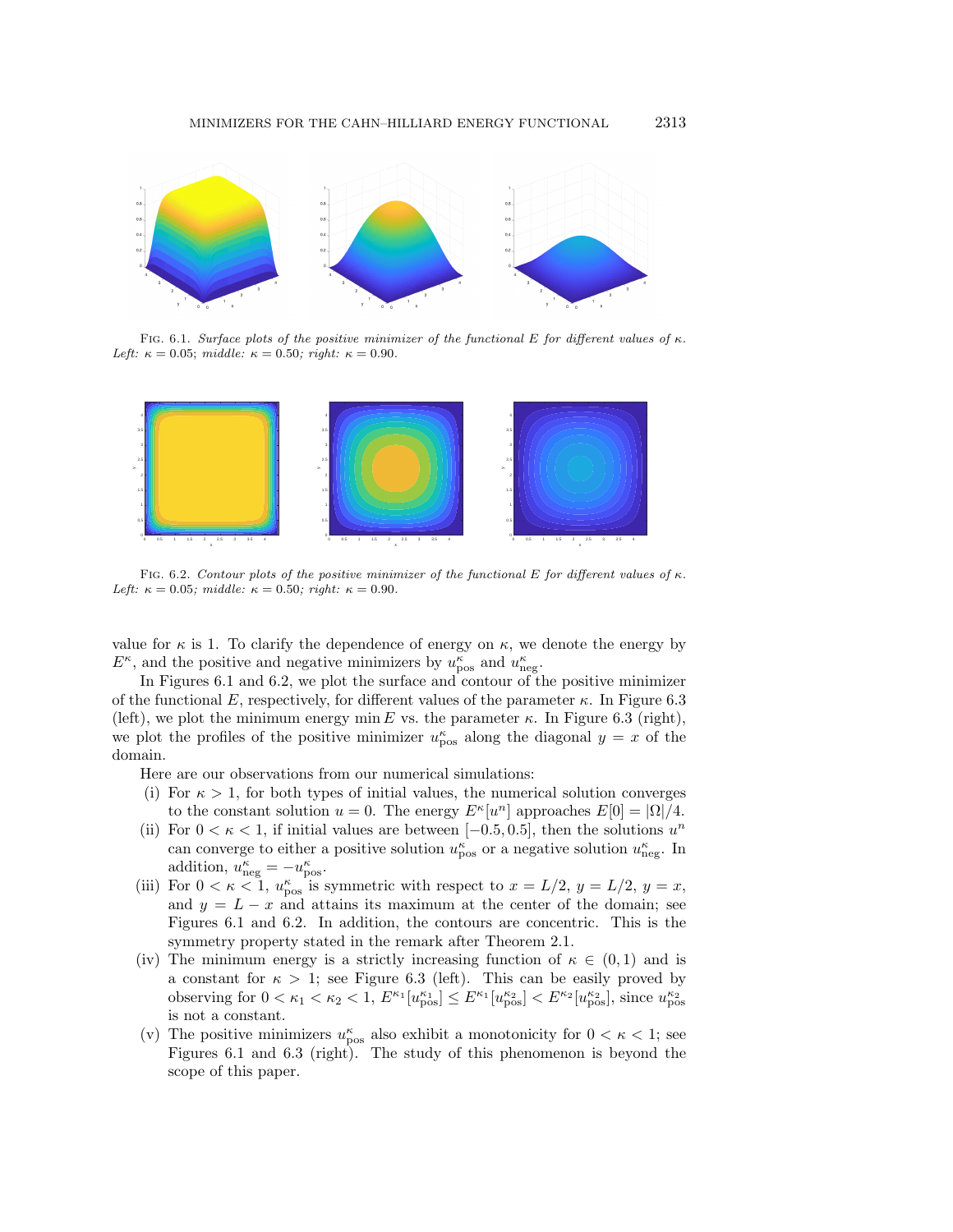FIG. 6.1. *Surface plots of the positive minimizer of the functional $E$ for different values of $\kappa$. Left: $\kappa = 0.05$; middle: $\kappa = 0.50$; right: $\kappa = 0.90$.*

FIG. 6.2. *Contour plots of the positive minimizer of the functional $E$ for different values of $\kappa$. Left: $\kappa = 0.05$; middle: $\kappa = 0.50$; right: $\kappa = 0.90$.*

value for $\kappa$ is 1. To clarify the dependence of energy on $\kappa$, we denote the energy by $E^\kappa$, and the positive and negative minimizers by $u^\kappa_{\text{pos}}$ and $u^\kappa_{\text{neg}}$.

In Figures 6.1 and 6.2, we plot the surface and contour of the positive minimizer of the functional $E$, respectively, for different values of the parameter $\kappa$. In Figure 6.3 (left), we plot the minimum energy $\min E$ vs. the parameter $\kappa$. In Figure 6.3 (right), we plot the profiles of the positive minimizer $u^\kappa_{\text{pos}}$ along the diagonal $y = x$ of the domain.

Here are our observations from our numerical simulations:

(i) For $\kappa > 1$, for both types of initial values, the numerical solution converges to the constant solution $u = 0$. The energy $E^\kappa[u^n]$ approaches $E[0] = |\Omega|/4$.

(ii) For $0 < \kappa < 1$, if initial values are between $[-0.5, 0.5]$, then the solutions $u^n$ can converge to either a positive solution $u^\kappa_{\text{pos}}$ or a negative solution $u^\kappa_{\text{neg}}$. In addition, $u^\kappa_{\text{neg}} = -u^\kappa_{\text{pos}}$.

(iii) For $0 < \kappa < 1$, $u^\kappa_{\text{pos}}$ is symmetric with respect to $x = L/2$, $y = L/2$, $y = x$, and $y = L - x$ and attains its maximum at the center of the domain; see Figures 6.1 and 6.2. In addition, the contours are concentric. This is the symmetry property stated in the remark after Theorem 2.1.

(iv) The minimum energy is a strictly increasing function of $\kappa \in (0, 1)$ and is a constant for $\kappa > 1$; see Figure 6.3 (left). This can be easily proved by observing for $0 < \kappa_1 < \kappa_2 < 1$, $E^{\kappa_1}[u^{\kappa_1}_{\text{pos}}] \leq E^{\kappa_1}[u^{\kappa_2}_{\text{pos}}] < E^{\kappa_2}[u^{\kappa_2}_{\text{pos}}]$, since $u^{\kappa_2}_{\text{pos}}$ is not a constant.

(v) The positive minimizers $u^\kappa_{\text{pos}}$ also exhibit a monotonicity for $0 < \kappa < 1$; see Figures 6.1 and 6.3 (right). The study of this phenomenon is beyond the scope of this paper.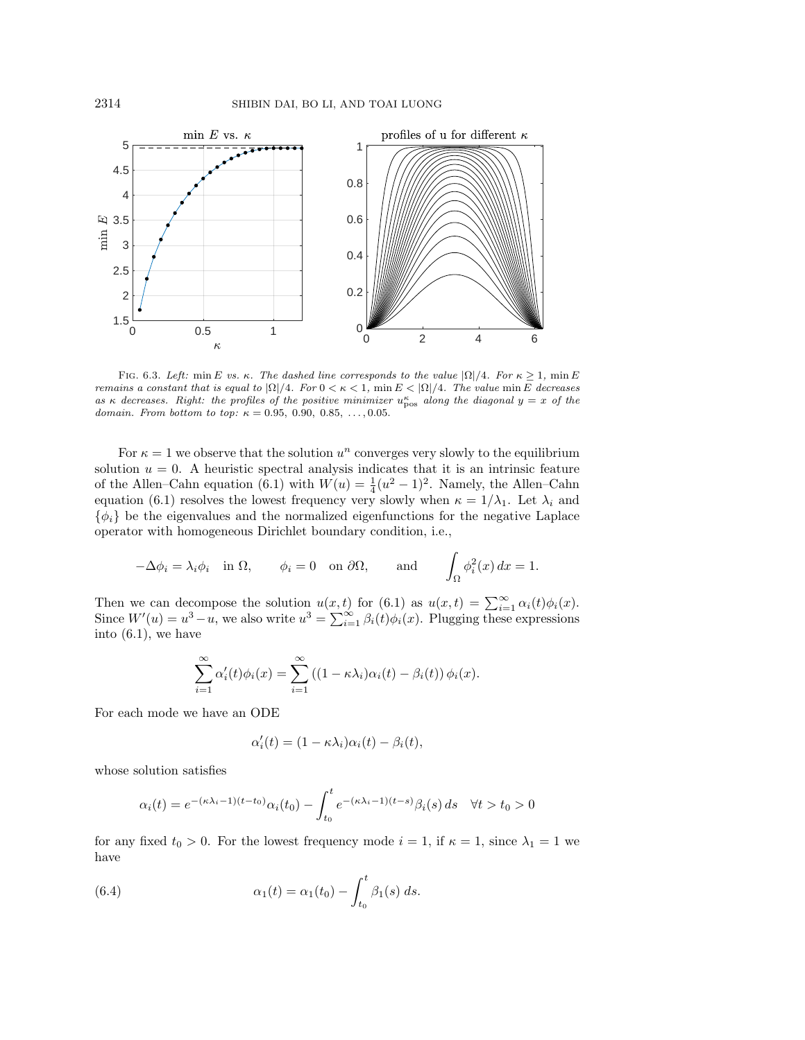FIG. 6.3. *Left:* $\min E$ *vs.* $\kappa$. *The dashed line corresponds to the value* $|\Omega|/4$. *For* $\kappa \geq 1$, $\min E$ *remains a constant that is equal to* $|\Omega|/4$. *For* $0 < \kappa < 1$, $\min E < |\Omega|/4$. *The value* $\min E$ *decreases as* $\kappa$ *decreases. Right: the profiles of the positive minimizer* $u^\kappa_{\text{pos}}$ *along the diagonal* $y = x$ *of the domain. From bottom to top:* $\kappa = 0.95,\ 0.90,\ 0.85,\ \ldots, 0.05$.

For $\kappa = 1$ we observe that the solution $u^n$ converges very slowly to the equilibrium solution $u = 0$. A heuristic spectral analysis indicates that it is an intrinsic feature of the Allen–Cahn equation (6.1) with $W(u) = \frac{1}{4}(u^2 - 1)^2$. Namely, the Allen–Cahn equation (6.1) resolves the lowest frequency very slowly when $\kappa = 1/\lambda_1$. Let $\lambda_i$ and $\{\phi_i\}$ be the eigenvalues and the normalized eigenfunctions for the negative Laplace operator with homogeneous Dirichlet boundary condition, i.e.,

$$-\Delta \phi_i = \lambda_i \phi_i \quad \text{in } \Omega, \qquad \phi_i = 0 \quad \text{on } \partial\Omega, \qquad \text{and} \qquad \int_\Omega \phi_i^2(x)\, dx = 1.$$

Then we can decompose the solution $u(x,t)$ for (6.1) as $u(x,t) = \sum_{i=1}^\infty \alpha_i(t)\phi_i(x)$. Since $W'(u) = u^3 - u$, we also write $u^3 = \sum_{i=1}^\infty \beta_i(t)\phi_i(x)$. Plugging these expressions into (6.1), we have

$$\sum_{i=1}^\infty \alpha_i'(t)\phi_i(x) = \sum_{i=1}^\infty \left((1 - \kappa\lambda_i)\alpha_i(t) - \beta_i(t)\right)\phi_i(x).$$

For each mode we have an ODE

$$\alpha_i'(t) = (1 - \kappa\lambda_i)\alpha_i(t) - \beta_i(t),$$

whose solution satisfies

$$\alpha_i(t) = e^{-(\kappa\lambda_i - 1)(t - t_0)}\alpha_i(t_0) - \int_{t_0}^t e^{-(\kappa\lambda_i - 1)(t-s)}\beta_i(s)\, ds \quad \forall t > t_0 > 0$$

for any fixed $t_0 > 0$. For the lowest frequency mode $i = 1$, if $\kappa = 1$, since $\lambda_1 = 1$ we have

$$\alpha_1(t) = \alpha_1(t_0) - \int_{t_0}^t \beta_1(s)\, ds. \tag{6.4}$$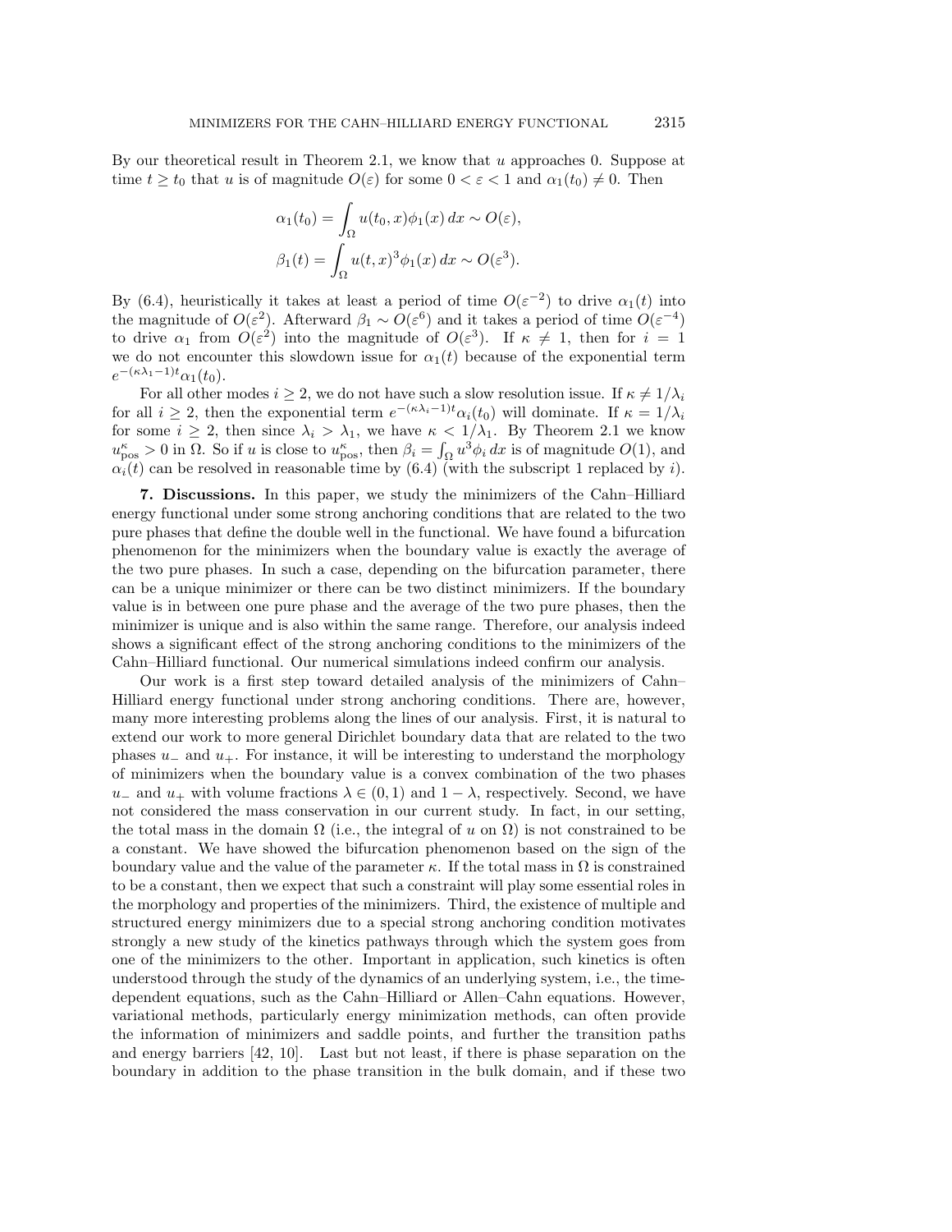By our theoretical result in Theorem 2.1, we know that $u$ approaches 0. Suppose at time $t \geq t_0$ that $u$ is of magnitude $O(\varepsilon)$ for some $0 < \varepsilon < 1$ and $\alpha_1(t_0) \neq 0$. Then

$$
\alpha_1(t_0) = \int_\Omega u(t_0, x)\phi_1(x)\, dx \sim O(\varepsilon),
$$

$$
\beta_1(t) = \int_\Omega u(t, x)^3 \phi_1(x)\, dx \sim O(\varepsilon^3).
$$

By (6.4), heuristically it takes at least a period of time $O(\varepsilon^{-2})$ to drive $\alpha_1(t)$ into the magnitude of $O(\varepsilon^2)$. Afterward $\beta_1 \sim O(\varepsilon^6)$ and it takes a period of time $O(\varepsilon^{-4})$ to drive $\alpha_1$ from $O(\varepsilon^2)$ into the magnitude of $O(\varepsilon^3)$. If $\kappa \neq 1$, then for $i = 1$ we do not encounter this slowdown issue for $\alpha_1(t)$ because of the exponential term $e^{-(\kappa\lambda_1 - 1)t}\alpha_1(t_0)$.

For all other modes $i \geq 2$, we do not have such a slow resolution issue. If $\kappa \neq 1/\lambda_i$ for all $i \geq 2$, then the exponential term $e^{-(\kappa\lambda_i - 1)t}\alpha_i(t_0)$ will dominate. If $\kappa = 1/\lambda_i$ for some $i \geq 2$, then since $\lambda_i > \lambda_1$, we have $\kappa < 1/\lambda_1$. By Theorem 2.1 we know $u^\kappa_{\text{pos}} > 0$ in $\Omega$. So if $u$ is close to $u^\kappa_{\text{pos}}$, then $\beta_i = \int_\Omega u^3 \phi_i\, dx$ is of magnitude $O(1)$, and $\alpha_i(t)$ can be resolved in reasonable time by (6.4) (with the subscript 1 replaced by $i$).

## 7. Discussions.

In this paper, we study the minimizers of the Cahn–Hilliard energy functional under some strong anchoring conditions that are related to the two pure phases that define the double well in the functional. We have found a bifurcation phenomenon for the minimizers when the boundary value is exactly the average of the two pure phases. In such a case, depending on the bifurcation parameter, there can be a unique minimizer or there can be two distinct minimizers. If the boundary value is in between one pure phase and the average of the two pure phases, then the minimizer is unique and is also within the same range. Therefore, our analysis indeed shows a significant effect of the strong anchoring conditions to the minimizers of the Cahn–Hilliard functional. Our numerical simulations indeed confirm our analysis.

Our work is a first step toward detailed analysis of the minimizers of Cahn–Hilliard energy functional under strong anchoring conditions. There are, however, many more interesting problems along the lines of our analysis. First, it is natural to extend our work to more general Dirichlet boundary data that are related to the two phases $u_-$ and $u_+$. For instance, it will be interesting to understand the morphology of minimizers when the boundary value is a convex combination of the two phases $u_-$ and $u_+$ with volume fractions $\lambda \in (0, 1)$ and $1 - \lambda$, respectively. Second, we have not considered the mass conservation in our current study. In fact, in our setting, the total mass in the domain $\Omega$ (i.e., the integral of $u$ on $\Omega$) is not constrained to be a constant. We have showed the bifurcation phenomenon based on the sign of the boundary value and the value of the parameter $\kappa$. If the total mass in $\Omega$ is constrained to be a constant, then we expect that such a constraint will play some essential roles in the morphology and properties of the minimizers. Third, the existence of multiple and structured energy minimizers due to a special strong anchoring condition motivates strongly a new study of the kinetics pathways through which the system goes from one of the minimizers to the other. Important in application, such kinetics is often understood through the study of the dynamics of an underlying system, i.e., the time-dependent equations, such as the Cahn–Hilliard or Allen–Cahn equations. However, variational methods, particularly energy minimization methods, can often provide the information of minimizers and saddle points, and further the transition paths and energy barriers [42, 10]. Last but not least, if there is phase separation on the boundary in addition to the phase transition in the bulk domain, and if these two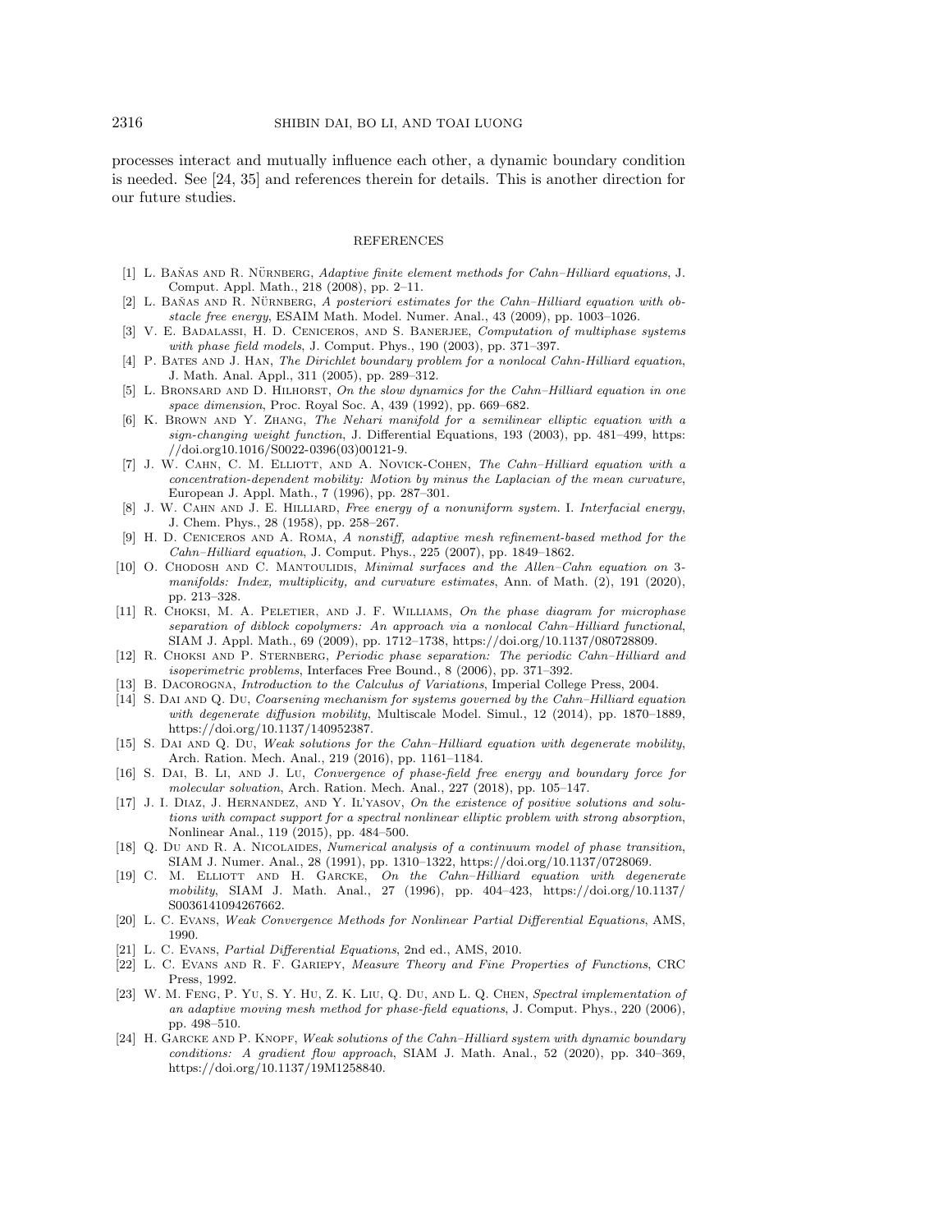processes interact and mutually influence each other, a dynamic boundary condition is needed. See [24, 35] and references therein for details. This is another direction for our future studies.

## REFERENCES

[1] L. Baňas and R. Nürnberg, *Adaptive finite element methods for Cahn–Hilliard equations*, J. Comput. Appl. Math., 218 (2008), pp. 2–11.

[2] L. Baňas and R. Nürnberg, *A posteriori estimates for the Cahn–Hilliard equation with obstacle free energy*, ESAIM Math. Model. Numer. Anal., 43 (2009), pp. 1003–1026.

[3] V. E. Badalassi, H. D. Ceniceros, and S. Banerjee, *Computation of multiphase systems with phase field models*, J. Comput. Phys., 190 (2003), pp. 371–397.

[4] P. Bates and J. Han, *The Dirichlet boundary problem for a nonlocal Cahn-Hilliard equation*, J. Math. Anal. Appl., 311 (2005), pp. 289–312.

[5] L. Bronsard and D. Hilhorst, *On the slow dynamics for the Cahn–Hilliard equation in one space dimension*, Proc. Royal Soc. A, 439 (1992), pp. 669–682.

[6] K. Brown and Y. Zhang, *The Nehari manifold for a semilinear elliptic equation with a sign-changing weight function*, J. Differential Equations, 193 (2003), pp. 481–499, https://doi.org10.1016/S0022-0396(03)00121-9.

[7] J. W. Cahn, C. M. Elliott, and A. Novick-Cohen, *The Cahn–Hilliard equation with a concentration-dependent mobility: Motion by minus the Laplacian of the mean curvature*, European J. Appl. Math., 7 (1996), pp. 287–301.

[8] J. W. Cahn and J. E. Hilliard, *Free energy of a nonuniform system.* I. *Interfacial energy*, J. Chem. Phys., 28 (1958), pp. 258–267.

[9] H. D. Ceniceros and A. Roma, *A nonstiff, adaptive mesh refinement-based method for the Cahn–Hilliard equation*, J. Comput. Phys., 225 (2007), pp. 1849–1862.

[10] O. Chodosh and C. Mantoulidis, *Minimal surfaces and the Allen–Cahn equation on 3-manifolds: Index, multiplicity, and curvature estimates*, Ann. of Math. (2), 191 (2020), pp. 213–328.

[11] R. Choksi, M. A. Peletier, and J. F. Williams, *On the phase diagram for microphase separation of diblock copolymers: An approach via a nonlocal Cahn–Hilliard functional*, SIAM J. Appl. Math., 69 (2009), pp. 1712–1738, https://doi.org/10.1137/080728809.

[12] R. Choksi and P. Sternberg, *Periodic phase separation: The periodic Cahn–Hilliard and isoperimetric problems*, Interfaces Free Bound., 8 (2006), pp. 371–392.

[13] B. Dacorogna, *Introduction to the Calculus of Variations*, Imperial College Press, 2004.

[14] S. Dai and Q. Du, *Coarsening mechanism for systems governed by the Cahn–Hilliard equation with degenerate diffusion mobility*, Multiscale Model. Simul., 12 (2014), pp. 1870–1889, https://doi.org/10.1137/140952387.

[15] S. Dai and Q. Du, *Weak solutions for the Cahn–Hilliard equation with degenerate mobility*, Arch. Ration. Mech. Anal., 219 (2016), pp. 1161–1184.

[16] S. Dai, B. Li, and J. Lu, *Convergence of phase-field free energy and boundary force for molecular solvation*, Arch. Ration. Mech. Anal., 227 (2018), pp. 105–147.

[17] J. I. Diaz, J. Hernandez, and Y. Il'yasov, *On the existence of positive solutions and solutions with compact support for a spectral nonlinear elliptic problem with strong absorption*, Nonlinear Anal., 119 (2015), pp. 484–500.

[18] Q. Du and R. A. Nicolaides, *Numerical analysis of a continuum model of phase transition*, SIAM J. Numer. Anal., 28 (1991), pp. 1310–1322, https://doi.org/10.1137/0728069.

[19] C. M. Elliott and H. Garcke, *On the Cahn–Hilliard equation with degenerate mobility*, SIAM J. Math. Anal., 27 (1996), pp. 404–423, https://doi.org/10.1137/S0036141094267662.

[20] L. C. Evans, *Weak Convergence Methods for Nonlinear Partial Differential Equations*, AMS, 1990.

[21] L. C. Evans, *Partial Differential Equations*, 2nd ed., AMS, 2010.

[22] L. C. Evans and R. F. Gariepy, *Measure Theory and Fine Properties of Functions*, CRC Press, 1992.

[23] W. M. Feng, P. Yu, S. Y. Hu, Z. K. Liu, Q. Du, and L. Q. Chen, *Spectral implementation of an adaptive moving mesh method for phase-field equations*, J. Comput. Phys., 220 (2006), pp. 498–510.

[24] H. Garcke and P. Knopf, *Weak solutions of the Cahn–Hilliard system with dynamic boundary conditions: A gradient flow approach*, SIAM J. Math. Anal., 52 (2020), pp. 340–369, https://doi.org/10.1137/19M1258840.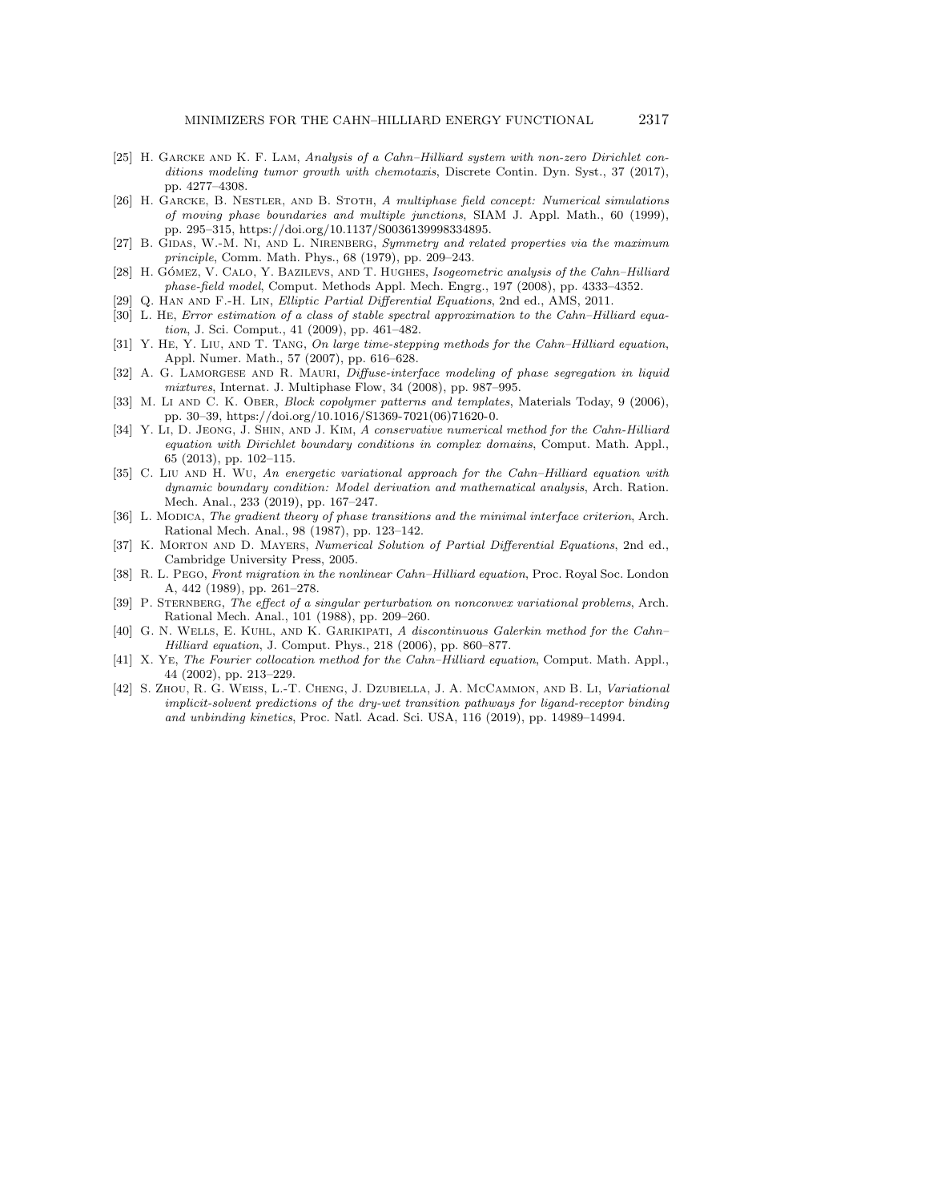[25] H. Garcke and K. F. Lam, *Analysis of a Cahn–Hilliard system with non-zero Dirichlet conditions modeling tumor growth with chemotaxis*, Discrete Contin. Dyn. Syst., 37 (2017), pp. 4277–4308.

[26] H. Garcke, B. Nestler, and B. Stoth, *A multiphase field concept: Numerical simulations of moving phase boundaries and multiple junctions*, SIAM J. Appl. Math., 60 (1999), pp. 295–315, https://doi.org/10.1137/S0036139998334895.

[27] B. Gidas, W.-M. Ni, and L. Nirenberg, *Symmetry and related properties via the maximum principle*, Comm. Math. Phys., 68 (1979), pp. 209–243.

[28] H. Gómez, V. Calo, Y. Bazilevs, and T. Hughes, *Isogeometric analysis of the Cahn–Hilliard phase-field model*, Comput. Methods Appl. Mech. Engrg., 197 (2008), pp. 4333–4352.

[29] Q. Han and F.-H. Lin, *Elliptic Partial Differential Equations*, 2nd ed., AMS, 2011.

[30] L. He, *Error estimation of a class of stable spectral approximation to the Cahn–Hilliard equation*, J. Sci. Comput., 41 (2009), pp. 461–482.

[31] Y. He, Y. Liu, and T. Tang, *On large time-stepping methods for the Cahn–Hilliard equation*, Appl. Numer. Math., 57 (2007), pp. 616–628.

[32] A. G. Lamorgese and R. Mauri, *Diffuse-interface modeling of phase segregation in liquid mixtures*, Internat. J. Multiphase Flow, 34 (2008), pp. 987–995.

[33] M. Li and C. K. Ober, *Block copolymer patterns and templates*, Materials Today, 9 (2006), pp. 30–39, https://doi.org/10.1016/S1369-7021(06)71620-0.

[34] Y. Li, D. Jeong, J. Shin, and J. Kim, *A conservative numerical method for the Cahn-Hilliard equation with Dirichlet boundary conditions in complex domains*, Comput. Math. Appl., 65 (2013), pp. 102–115.

[35] C. Liu and H. Wu, *An energetic variational approach for the Cahn–Hilliard equation with dynamic boundary condition: Model derivation and mathematical analysis*, Arch. Ration. Mech. Anal., 233 (2019), pp. 167–247.

[36] L. Modica, *The gradient theory of phase transitions and the minimal interface criterion*, Arch. Rational Mech. Anal., 98 (1987), pp. 123–142.

[37] K. Morton and D. Mayers, *Numerical Solution of Partial Differential Equations*, 2nd ed., Cambridge University Press, 2005.

[38] R. L. Pego, *Front migration in the nonlinear Cahn–Hilliard equation*, Proc. Royal Soc. London A, 442 (1989), pp. 261–278.

[39] P. Sternberg, *The effect of a singular perturbation on nonconvex variational problems*, Arch. Rational Mech. Anal., 101 (1988), pp. 209–260.

[40] G. N. Wells, E. Kuhl, and K. Garikipati, *A discontinuous Galerkin method for the Cahn–Hilliard equation*, J. Comput. Phys., 218 (2006), pp. 860–877.

[41] X. Ye, *The Fourier collocation method for the Cahn–Hilliard equation*, Comput. Math. Appl., 44 (2002), pp. 213–229.

[42] S. Zhou, R. G. Weiss, L.-T. Cheng, J. Dzubiella, J. A. McCammon, and B. Li, *Variational implicit-solvent predictions of the dry-wet transition pathways for ligand-receptor binding and unbinding kinetics*, Proc. Natl. Acad. Sci. USA, 116 (2019), pp. 14989–14994.